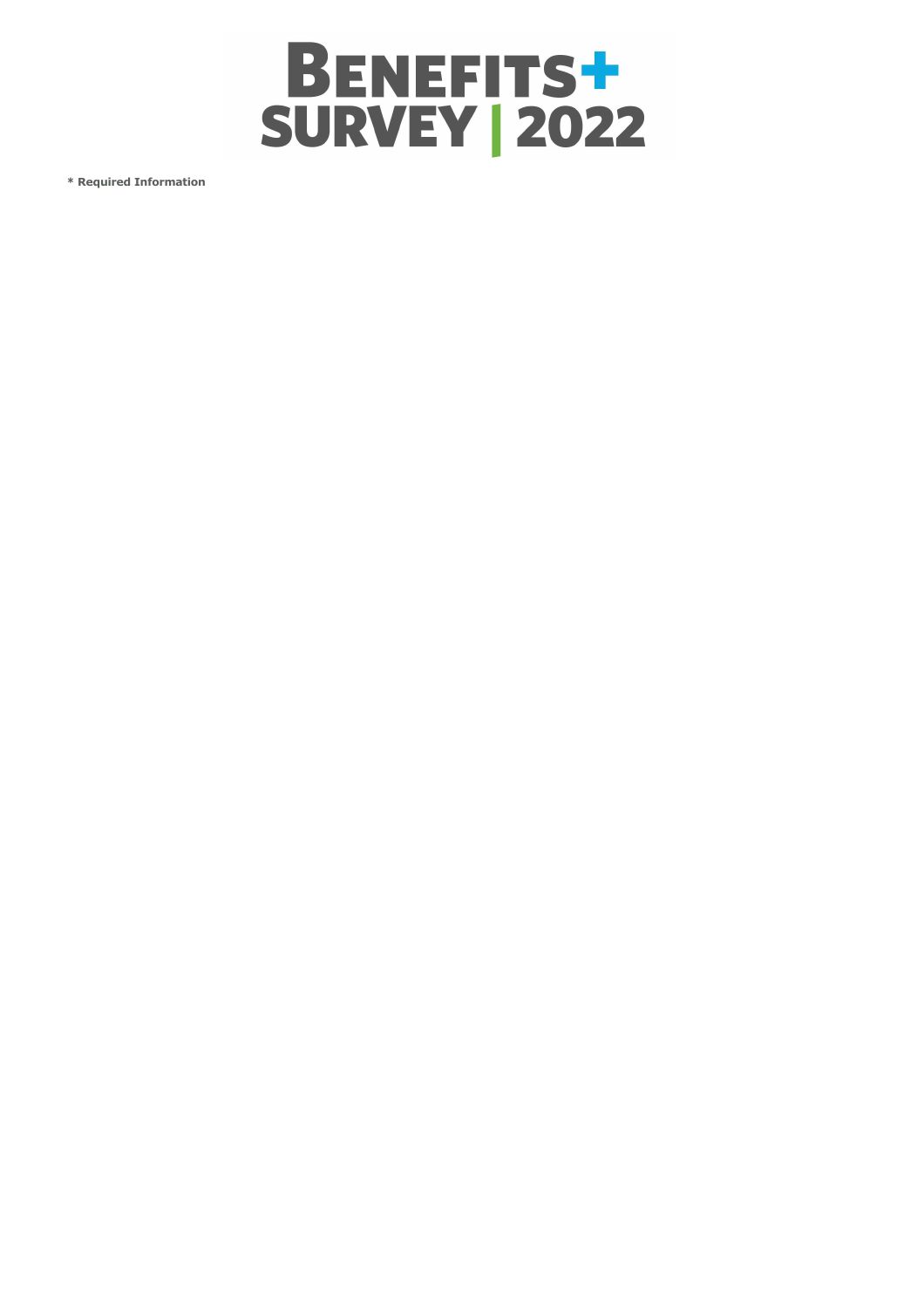# BENEFITS+ SURVEY | 2022

**\* Required Information**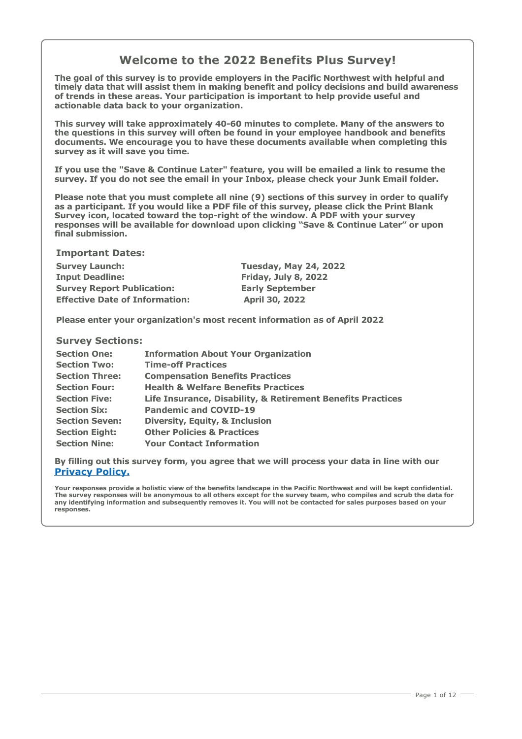# Welcome to the 2022 Benefits Plus Survey!

**The goal of this survey is to provide employers in the Pacific Northwest with helpful and timely data that will assist them in making benefit and policy decisions and build awareness of trends in these areas. Your participation is important to help provide useful and actionable data back to your organization.**

**This survey will take approximately 40-60 minutes to complete. Many of the answers to the questions in this survey will often be found in your employee handbook and benefits documents. We encourage you to have these documents available when completing this survey as it will save you time.**

**If you use the "Save & Continue Later" feature, you will be emailed a link to resume the survey. If you do not see the email in your Inbox, please check your Junk Email folder.**

**Please note that you must complete all nine (9) sections of this survey in order to qualify as a participant. If you would like a PDF file of this survey, please click the Print Blank Survey icon, located toward the top-right of the window. A PDF with your survey responses will be available for download upon clicking "Save & Continue Later" or upon final submission.**

### Important Dates:

| | |
|---|---|
| **Survey Launch:** | **Tuesday, May 24, 2022** |
| **Input Deadline:** | **Friday, July 8, 2022** |
| **Survey Report Publication:** | **Early September** |
| **Effective Date of Information:** | **April 30, 2022** |

**Please enter your organization's most recent information as of April 2022**

### Survey Sections:

| | |
|---|---|
| **Section One:** | **Information About Your Organization** |
| **Section Two:** | **Time-off Practices** |
| **Section Three:** | **Compensation Benefits Practices** |
| **Section Four:** | **Health & Welfare Benefits Practices** |
| **Section Five:** | **Life Insurance, Disability, & Retirement Benefits Practices** |
| **Section Six:** | **Pandemic and COVID-19** |
| **Section Seven:** | **Diversity, Equity, & Inclusion** |
| **Section Eight:** | **Other Policies & Practices** |
| **Section Nine:** | **Your Contact Information** |

**By filling out this survey form, you agree that we will process your data in line with our [Privacy Policy.](#)**

**Your responses provide a holistic view of the benefits landscape in the Pacific Northwest and will be kept confidential. The survey responses will be anonymous to all others except for the survey team, who compiles and scrub the data for any identifying information and subsequently removes it. You will not be contacted for sales purposes based on your responses.**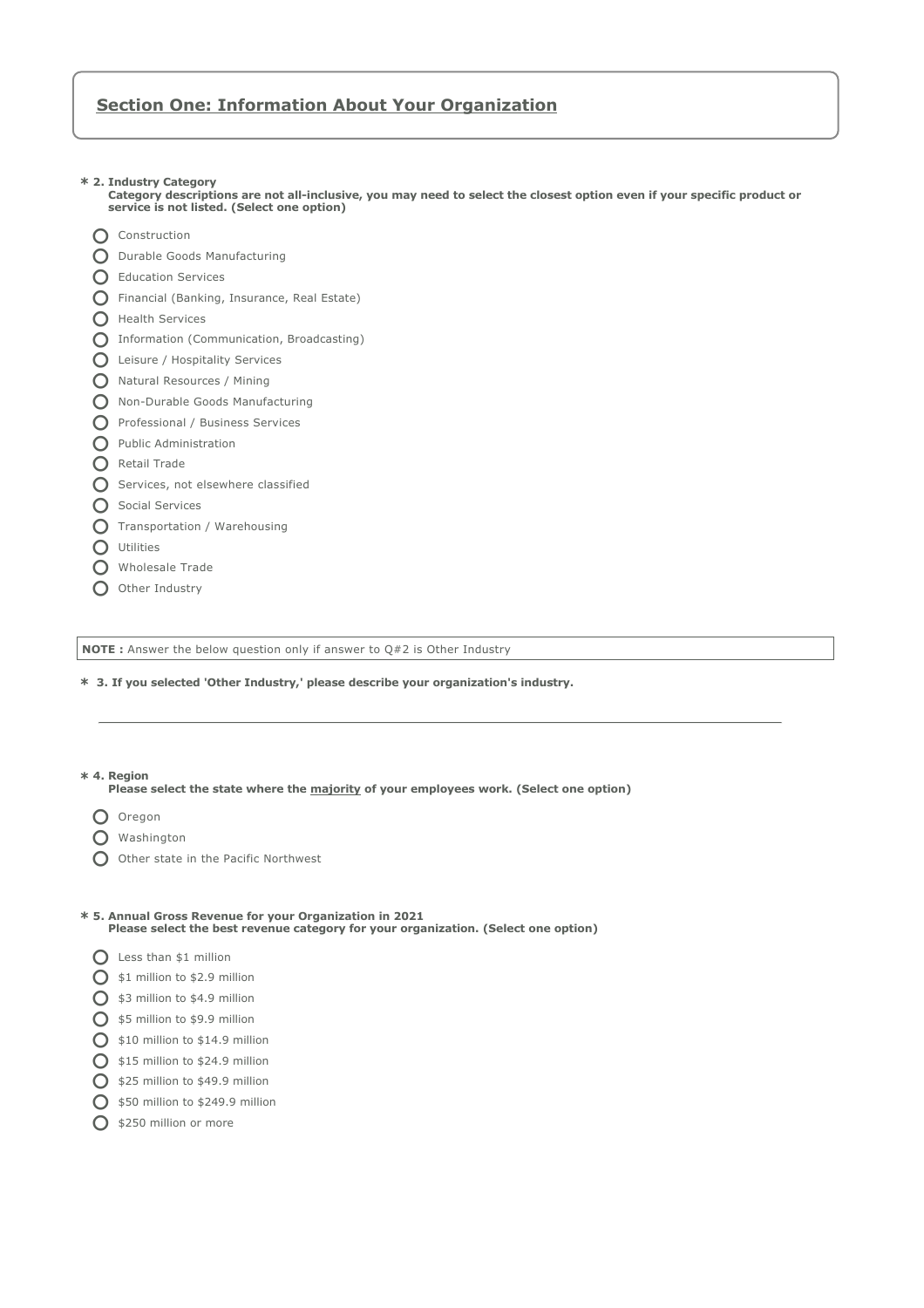## Section One: Information About Your Organization

**\* 2. Industry Category**
**Category descriptions are not all-inclusive, you may need to select the closest option even if your specific product or service is not listed. (Select one option)**

- Construction
- Durable Goods Manufacturing
- Education Services
- Financial (Banking, Insurance, Real Estate)
- Health Services
- Information (Communication, Broadcasting)
- Leisure / Hospitality Services
- Natural Resources / Mining
- Non-Durable Goods Manufacturing
- Professional / Business Services
- Public Administration
- Retail Trade
- Services, not elsewhere classified
- Social Services
- Transportation / Warehousing
- Utilities
- Wholesale Trade
- Other Industry

**NOTE :** Answer the below question only if answer to Q#2 is Other Industry

**\* 3. If you selected 'Other Industry,' please describe your organization's industry.**

______________________________________________

**\* 4. Region**
**Please select the state where the majority of your employees work. (Select one option)**

- Oregon
- Washington
- Other state in the Pacific Northwest

**\* 5. Annual Gross Revenue for your Organization in 2021**
**Please select the best revenue category for your organization. (Select one option)**

- Less than $1 million
- $1 million to $2.9 million
- $3 million to $4.9 million
- $5 million to $9.9 million
- $10 million to $14.9 million
- $15 million to $24.9 million
- $25 million to $49.9 million
- $50 million to $249.9 million
- $250 million or more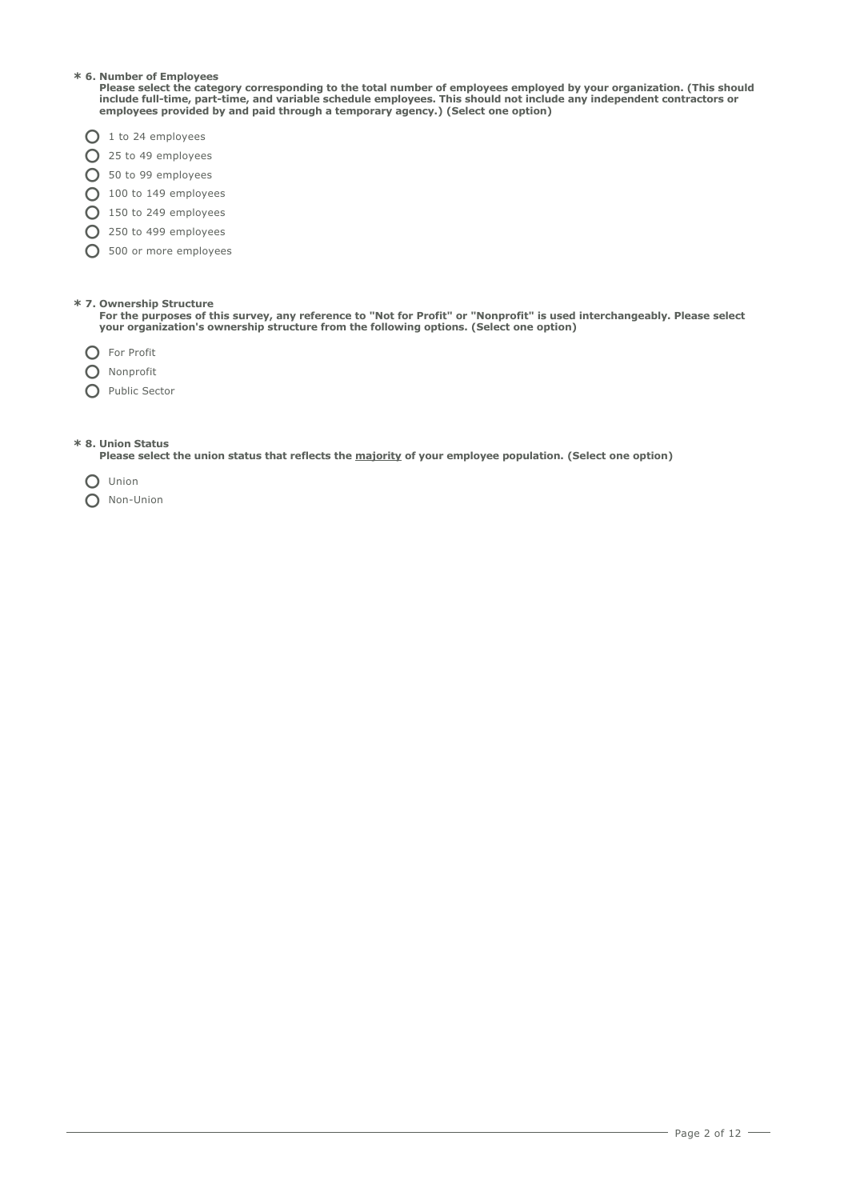**\* 6. Number of Employees**
**Please select the category corresponding to the total number of employees employed by your organization. (This should include full-time, part-time, and variable schedule employees. This should not include any independent contractors or employees provided by and paid through a temporary agency.) (Select one option)**

- ◯ 1 to 24 employees
- ◯ 25 to 49 employees
- ◯ 50 to 99 employees
- ◯ 100 to 149 employees
- ◯ 150 to 249 employees
- ◯ 250 to 499 employees
- ◯ 500 or more employees

**\* 7. Ownership Structure**
**For the purposes of this survey, any reference to "Not for Profit" or "Nonprofit" is used interchangeably. Please select your organization's ownership structure from the following options. (Select one option)**

- ◯ For Profit
- ◯ Nonprofit
- ◯ Public Sector

**\* 8. Union Status**
**Please select the union status that reflects the <u>majority</u> of your employee population. (Select one option)**

- ◯ Union
- ◯ Non-Union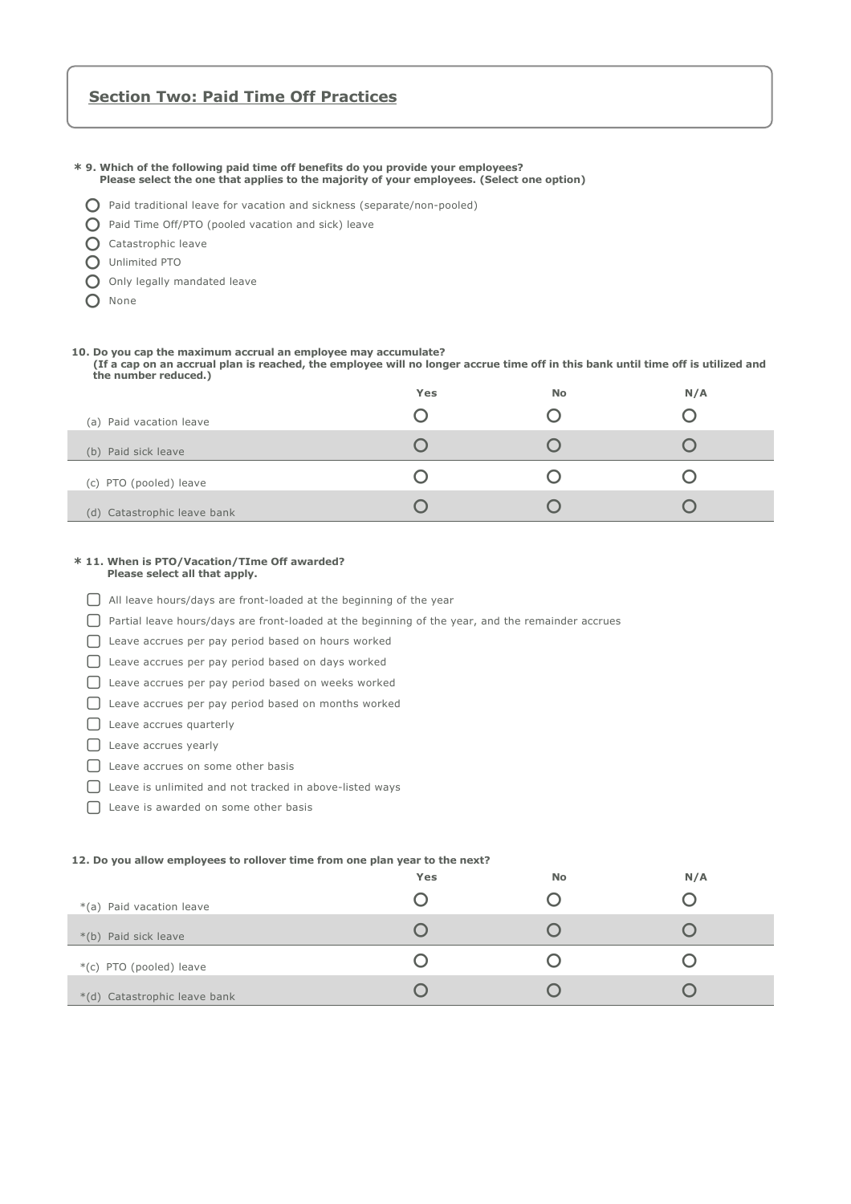## Section Two: Paid Time Off Practices

**\* 9. Which of the following paid time off benefits do you provide your employees?**
**Please select the one that applies to the majority of your employees. (Select one option)**

- ○ Paid traditional leave for vacation and sickness (separate/non-pooled)
- ○ Paid Time Off/PTO (pooled vacation and sick) leave
- ○ Catastrophic leave
- ○ Unlimited PTO
- ○ Only legally mandated leave
- ○ None

**10. Do you cap the maximum accrual an employee may accumulate?**
**(If a cap on an accrual plan is reached, the employee will no longer accrue time off in this bank until time off is utilized and the number reduced.)**

| | Yes | No | N/A |
|---|---|---|---|
| (a) Paid vacation leave | ○ | ○ | ○ |
| (b) Paid sick leave | ○ | ○ | ○ |
| (c) PTO (pooled) leave | ○ | ○ | ○ |
| (d) Catastrophic leave bank | ○ | ○ | ○ |

**\* 11. When is PTO/Vacation/TIme Off awarded?**
**Please select all that apply.**

- ☐ All leave hours/days are front-loaded at the beginning of the year
- ☐ Partial leave hours/days are front-loaded at the beginning of the year, and the remainder accrues
- ☐ Leave accrues per pay period based on hours worked
- ☐ Leave accrues per pay period based on days worked
- ☐ Leave accrues per pay period based on weeks worked
- ☐ Leave accrues per pay period based on months worked
- ☐ Leave accrues quarterly
- ☐ Leave accrues yearly
- ☐ Leave accrues on some other basis
- ☐ Leave is unlimited and not tracked in above-listed ways
- ☐ Leave is awarded on some other basis

**12. Do you allow employees to rollover time from one plan year to the next?**

| | Yes | No | N/A |
|---|---|---|---|
| *(a) Paid vacation leave | ○ | ○ | ○ |
| *(b) Paid sick leave | ○ | ○ | ○ |
| *(c) PTO (pooled) leave | ○ | ○ | ○ |
| *(d) Catastrophic leave bank | ○ | ○ | ○ |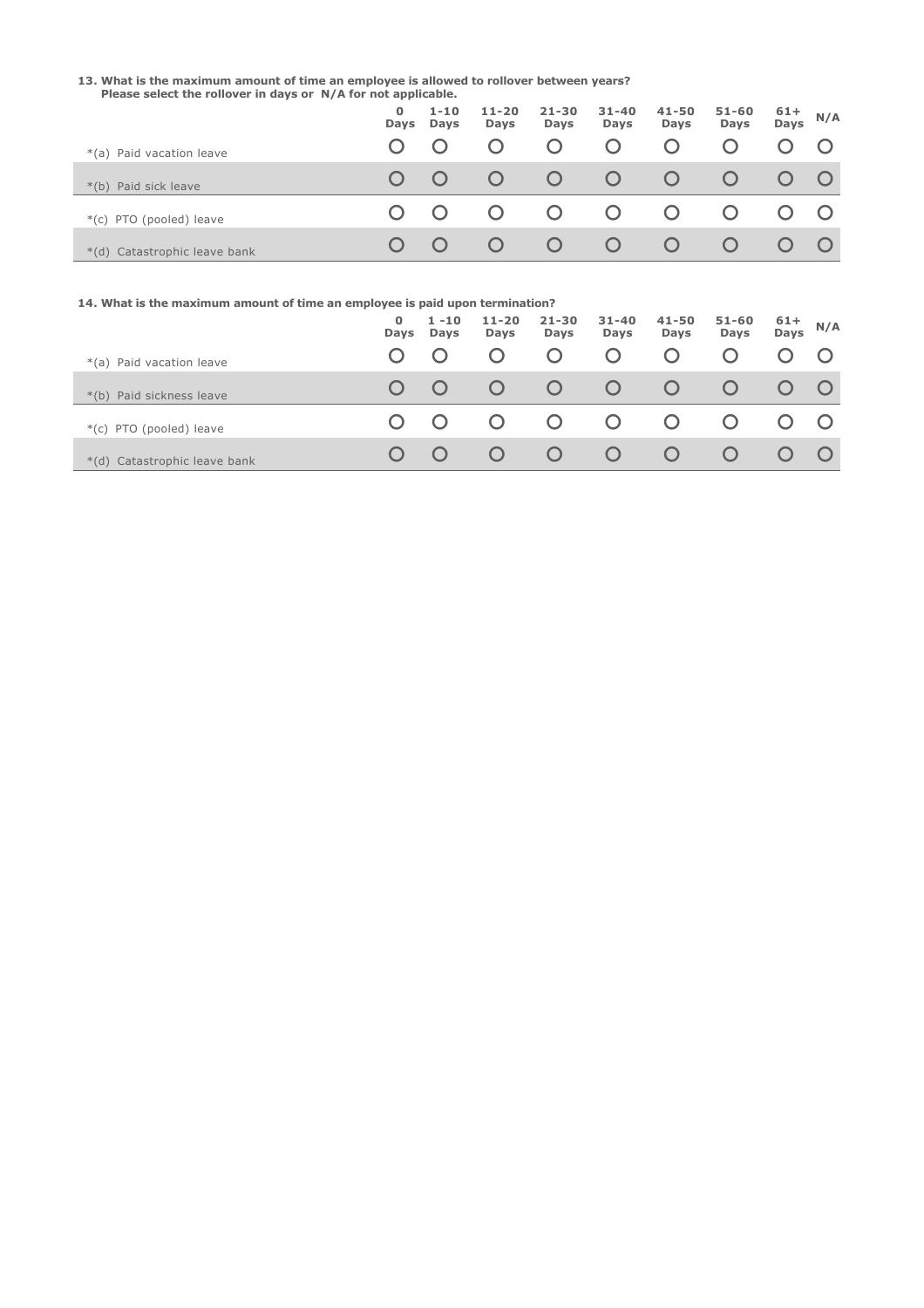**13. What is the maximum amount of time an employee is allowed to rollover between years?**
**Please select the rollover in days or N/A for not applicable.**

| | 0 Days | 1-10 Days | 11-20 Days | 21-30 Days | 31-40 Days | 41-50 Days | 51-60 Days | 61+ Days | N/A |
|---|---|---|---|---|---|---|---|---|---|
| *(a) Paid vacation leave | ○ | ○ | ○ | ○ | ○ | ○ | ○ | ○ | ○ |
| *(b) Paid sick leave | ○ | ○ | ○ | ○ | ○ | ○ | ○ | ○ | ○ |
| *(c) PTO (pooled) leave | ○ | ○ | ○ | ○ | ○ | ○ | ○ | ○ | ○ |
| *(d) Catastrophic leave bank | ○ | ○ | ○ | ○ | ○ | ○ | ○ | ○ | ○ |

**14. What is the maximum amount of time an employee is paid upon termination?**

| | 0 Days | 1 -10 Days | 11-20 Days | 21-30 Days | 31-40 Days | 41-50 Days | 51-60 Days | 61+ Days | N/A |
|---|---|---|---|---|---|---|---|---|---|
| *(a) Paid vacation leave | ○ | ○ | ○ | ○ | ○ | ○ | ○ | ○ | ○ |
| *(b) Paid sickness leave | ○ | ○ | ○ | ○ | ○ | ○ | ○ | ○ | ○ |
| *(c) PTO (pooled) leave | ○ | ○ | ○ | ○ | ○ | ○ | ○ | ○ | ○ |
| *(d) Catastrophic leave bank | ○ | ○ | ○ | ○ | ○ | ○ | ○ | ○ | ○ |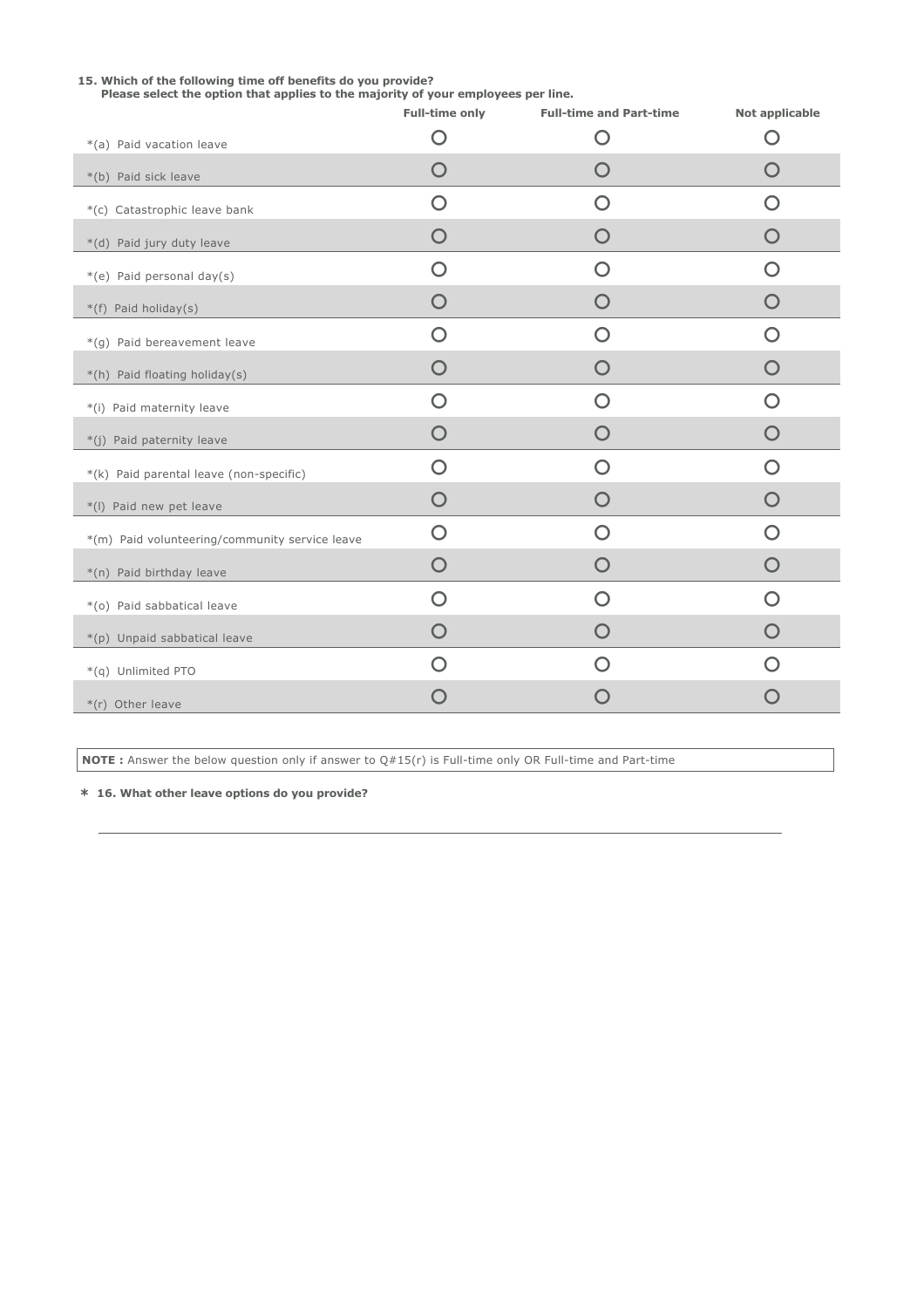**15. Which of the following time off benefits do you provide?**
**Please select the option that applies to the majority of your employees per line.**

| | Full-time only | Full-time and Part-time | Not applicable |
|---|---|---|---|
| *(a) Paid vacation leave | ○ | ○ | ○ |
| *(b) Paid sick leave | ○ | ○ | ○ |
| *(c) Catastrophic leave bank | ○ | ○ | ○ |
| *(d) Paid jury duty leave | ○ | ○ | ○ |
| *(e) Paid personal day(s) | ○ | ○ | ○ |
| *(f) Paid holiday(s) | ○ | ○ | ○ |
| *(g) Paid bereavement leave | ○ | ○ | ○ |
| *(h) Paid floating holiday(s) | ○ | ○ | ○ |
| *(i) Paid maternity leave | ○ | ○ | ○ |
| *(j) Paid paternity leave | ○ | ○ | ○ |
| *(k) Paid parental leave (non-specific) | ○ | ○ | ○ |
| *(l) Paid new pet leave | ○ | ○ | ○ |
| *(m) Paid volunteering/community service leave | ○ | ○ | ○ |
| *(n) Paid birthday leave | ○ | ○ | ○ |
| *(o) Paid sabbatical leave | ○ | ○ | ○ |
| *(p) Unpaid sabbatical leave | ○ | ○ | ○ |
| *(q) Unlimited PTO | ○ | ○ | ○ |
| *(r) Other leave | ○ | ○ | ○ |

**NOTE :** Answer the below question only if answer to Q#15(r) is Full-time only OR Full-time and Part-time

**\* 16. What other leave options do you provide?**

______________________________________________________________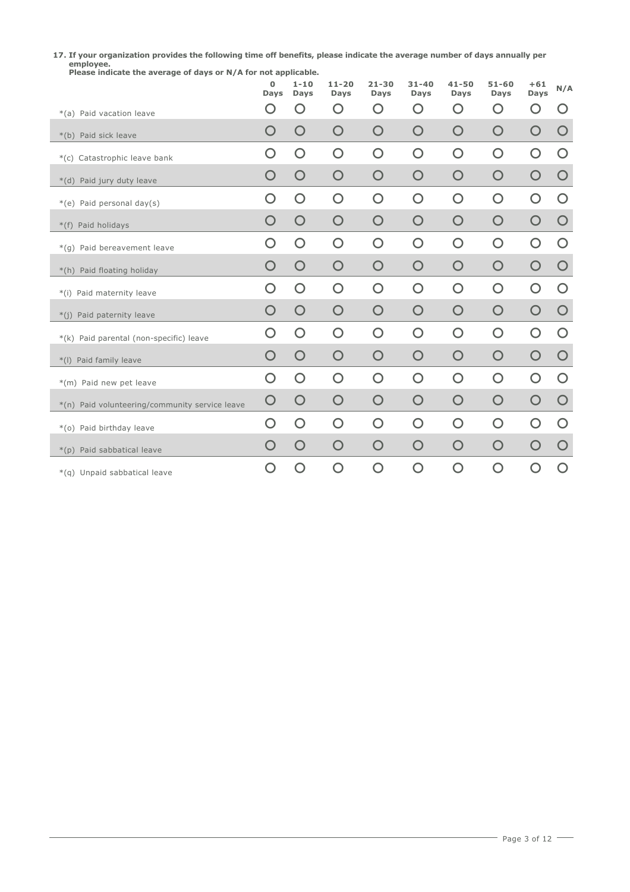**17. If your organization provides the following time off benefits, please indicate the average number of days annually per employee.**
**Please indicate the average of days or N/A for not applicable.**

| | 0 Days | 1-10 Days | 11-20 Days | 21-30 Days | 31-40 Days | 41-50 Days | 51-60 Days | +61 Days | N/A |
|---|---|---|---|---|---|---|---|---|---|
| *(a) Paid vacation leave | ○ | ○ | ○ | ○ | ○ | ○ | ○ | ○ | ○ |
| *(b) Paid sick leave | ○ | ○ | ○ | ○ | ○ | ○ | ○ | ○ | ○ |
| *(c) Catastrophic leave bank | ○ | ○ | ○ | ○ | ○ | ○ | ○ | ○ | ○ |
| *(d) Paid jury duty leave | ○ | ○ | ○ | ○ | ○ | ○ | ○ | ○ | ○ |
| *(e) Paid personal day(s) | ○ | ○ | ○ | ○ | ○ | ○ | ○ | ○ | ○ |
| *(f) Paid holidays | ○ | ○ | ○ | ○ | ○ | ○ | ○ | ○ | ○ |
| *(g) Paid bereavement leave | ○ | ○ | ○ | ○ | ○ | ○ | ○ | ○ | ○ |
| *(h) Paid floating holiday | ○ | ○ | ○ | ○ | ○ | ○ | ○ | ○ | ○ |
| *(i) Paid maternity leave | ○ | ○ | ○ | ○ | ○ | ○ | ○ | ○ | ○ |
| *(j) Paid paternity leave | ○ | ○ | ○ | ○ | ○ | ○ | ○ | ○ | ○ |
| *(k) Paid parental (non-specific) leave | ○ | ○ | ○ | ○ | ○ | ○ | ○ | ○ | ○ |
| *(l) Paid family leave | ○ | ○ | ○ | ○ | ○ | ○ | ○ | ○ | ○ |
| *(m) Paid new pet leave | ○ | ○ | ○ | ○ | ○ | ○ | ○ | ○ | ○ |
| *(n) Paid volunteering/community service leave | ○ | ○ | ○ | ○ | ○ | ○ | ○ | ○ | ○ |
| *(o) Paid birthday leave | ○ | ○ | ○ | ○ | ○ | ○ | ○ | ○ | ○ |
| *(p) Paid sabbatical leave | ○ | ○ | ○ | ○ | ○ | ○ | ○ | ○ | ○ |
| *(q) Unpaid sabbatical leave | ○ | ○ | ○ | ○ | ○ | ○ | ○ | ○ | ○ |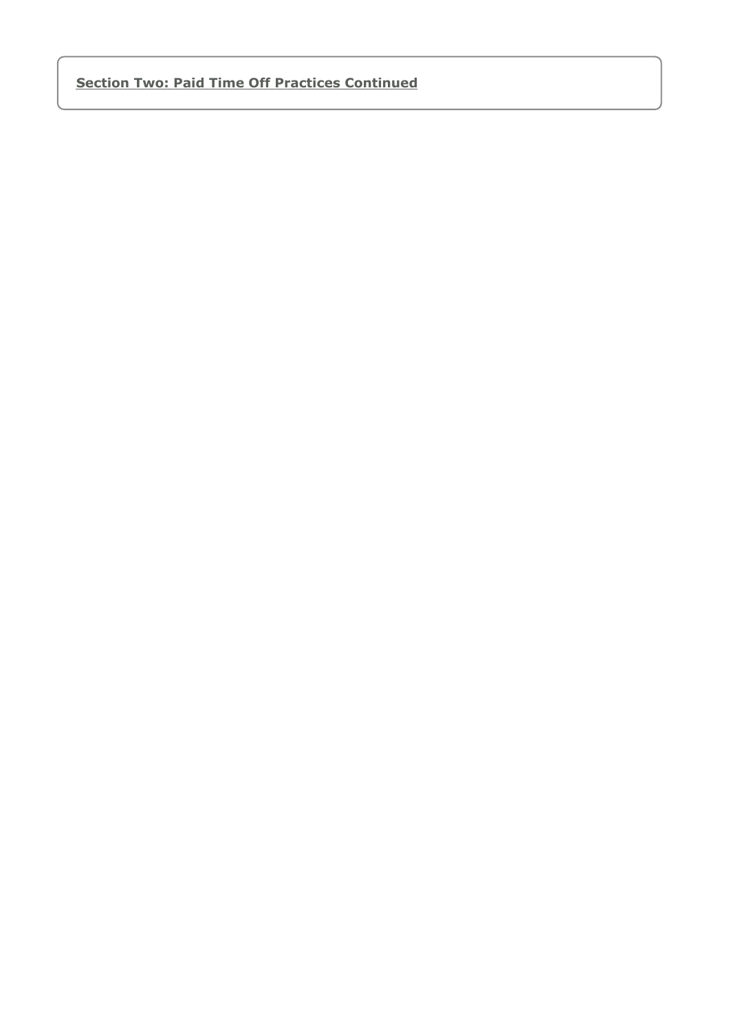**<u>Section Two: Paid Time Off Practices Continued</u>**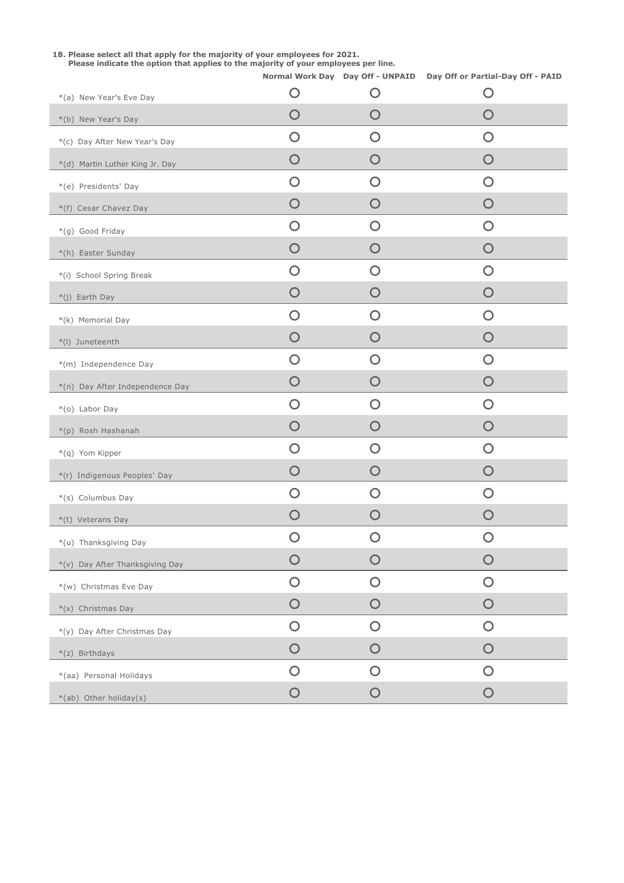**18. Please select all that apply for the majority of your employees for 2021.**
**Please indicate the option that applies to the majority of your employees per line.**

| | Normal Work Day | Day Off - UNPAID | Day Off or Partial-Day Off - PAID |
|---|---|---|---|
| *(a) New Year's Eve Day | ○ | ○ | ○ |
| *(b) New Year's Day | ○ | ○ | ○ |
| *(c) Day After New Year's Day | ○ | ○ | ○ |
| *(d) Martin Luther King Jr. Day | ○ | ○ | ○ |
| *(e) Presidents' Day | ○ | ○ | ○ |
| *(f) Cesar Chavez Day | ○ | ○ | ○ |
| *(g) Good Friday | ○ | ○ | ○ |
| *(h) Easter Sunday | ○ | ○ | ○ |
| *(i) School Spring Break | ○ | ○ | ○ |
| *(j) Earth Day | ○ | ○ | ○ |
| *(k) Memorial Day | ○ | ○ | ○ |
| *(l) Juneteenth | ○ | ○ | ○ |
| *(m) Independence Day | ○ | ○ | ○ |
| *(n) Day After Independence Day | ○ | ○ | ○ |
| *(o) Labor Day | ○ | ○ | ○ |
| *(p) Rosh Hashanah | ○ | ○ | ○ |
| *(q) Yom Kipper | ○ | ○ | ○ |
| *(r) Indigenous Peoples' Day | ○ | ○ | ○ |
| *(s) Columbus Day | ○ | ○ | ○ |
| *(t) Veterans Day | ○ | ○ | ○ |
| *(u) Thanksgiving Day | ○ | ○ | ○ |
| *(v) Day After Thanksgiving Day | ○ | ○ | ○ |
| *(w) Christmas Eve Day | ○ | ○ | ○ |
| *(x) Christmas Day | ○ | ○ | ○ |
| *(y) Day After Christmas Day | ○ | ○ | ○ |
| *(z) Birthdays | ○ | ○ | ○ |
| *(aa) Personal Holidays | ○ | ○ | ○ |
| *(ab) Other holiday(s) | ○ | ○ | ○ |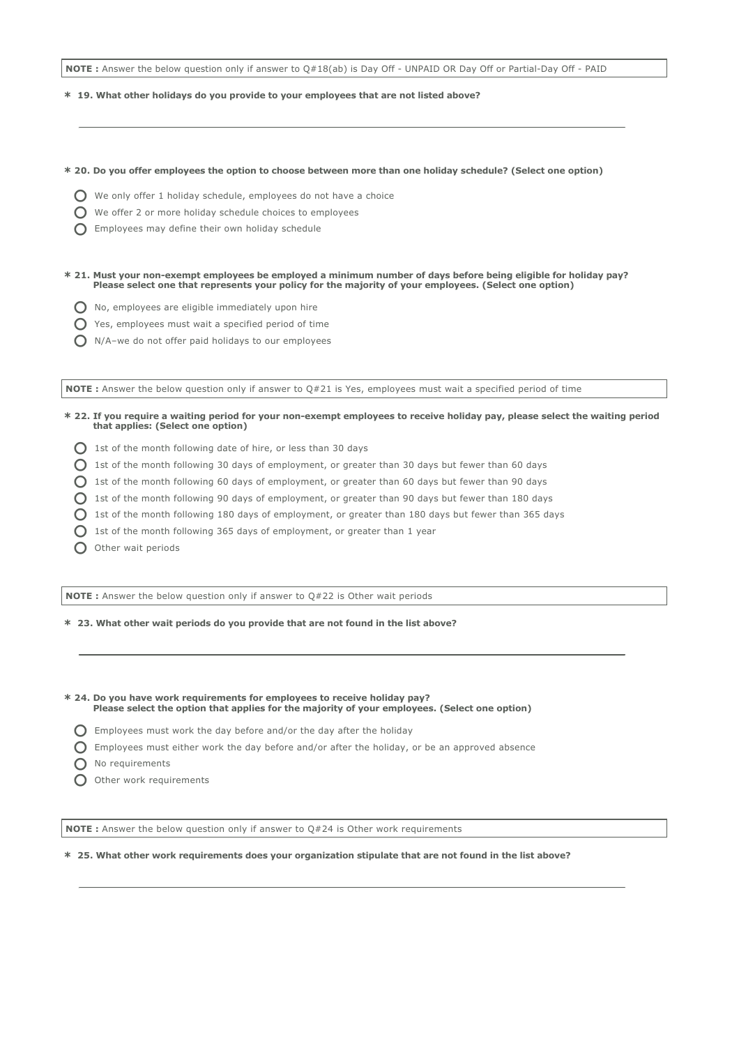**NOTE :** Answer the below question only if answer to Q#18(ab) is Day Off - UNPAID OR Day Off or Partial-Day Off - PAID

**\* 19. What other holidays do you provide to your employees that are not listed above?**

\_\_\_\_\_\_\_\_\_\_\_\_\_\_\_\_\_\_\_\_\_\_\_\_\_\_\_\_\_\_\_\_\_\_\_\_\_\_\_\_\_\_\_\_\_\_\_\_\_\_\_\_\_\_\_\_\_\_

**\* 20. Do you offer employees the option to choose between more than one holiday schedule? (Select one option)**

- ○ We only offer 1 holiday schedule, employees do not have a choice
- ○ We offer 2 or more holiday schedule choices to employees
- ○ Employees may define their own holiday schedule

**\* 21. Must your non-exempt employees be employed a minimum number of days before being eligible for holiday pay? Please select one that represents your policy for the majority of your employees. (Select one option)**

- ○ No, employees are eligible immediately upon hire
- ○ Yes, employees must wait a specified period of time
- ○ N/A–we do not offer paid holidays to our employees

**NOTE :** Answer the below question only if answer to Q#21 is Yes, employees must wait a specified period of time

**\* 22. If you require a waiting period for your non-exempt employees to receive holiday pay, please select the waiting period that applies: (Select one option)**

- ○ 1st of the month following date of hire, or less than 30 days
- ○ 1st of the month following 30 days of employment, or greater than 30 days but fewer than 60 days
- ○ 1st of the month following 60 days of employment, or greater than 60 days but fewer than 90 days
- ○ 1st of the month following 90 days of employment, or greater than 90 days but fewer than 180 days
- ○ 1st of the month following 180 days of employment, or greater than 180 days but fewer than 365 days
- ○ 1st of the month following 365 days of employment, or greater than 1 year
- ○ Other wait periods

**NOTE :** Answer the below question only if answer to Q#22 is Other wait periods

**\* 23. What other wait periods do you provide that are not found in the list above?**

\_\_\_\_\_\_\_\_\_\_\_\_\_\_\_\_\_\_\_\_\_\_\_\_\_\_\_\_\_\_\_\_\_\_\_\_\_\_\_\_\_\_\_\_\_\_\_\_\_\_\_\_\_\_\_\_\_\_

**\* 24. Do you have work requirements for employees to receive holiday pay? Please select the option that applies for the majority of your employees. (Select one option)**

- ○ Employees must work the day before and/or the day after the holiday
- ○ Employees must either work the day before and/or after the holiday, or be an approved absence
- ○ No requirements
- ○ Other work requirements

**NOTE :** Answer the below question only if answer to Q#24 is Other work requirements

**\* 25. What other work requirements does your organization stipulate that are not found in the list above?**

\_\_\_\_\_\_\_\_\_\_\_\_\_\_\_\_\_\_\_\_\_\_\_\_\_\_\_\_\_\_\_\_\_\_\_\_\_\_\_\_\_\_\_\_\_\_\_\_\_\_\_\_\_\_\_\_\_\_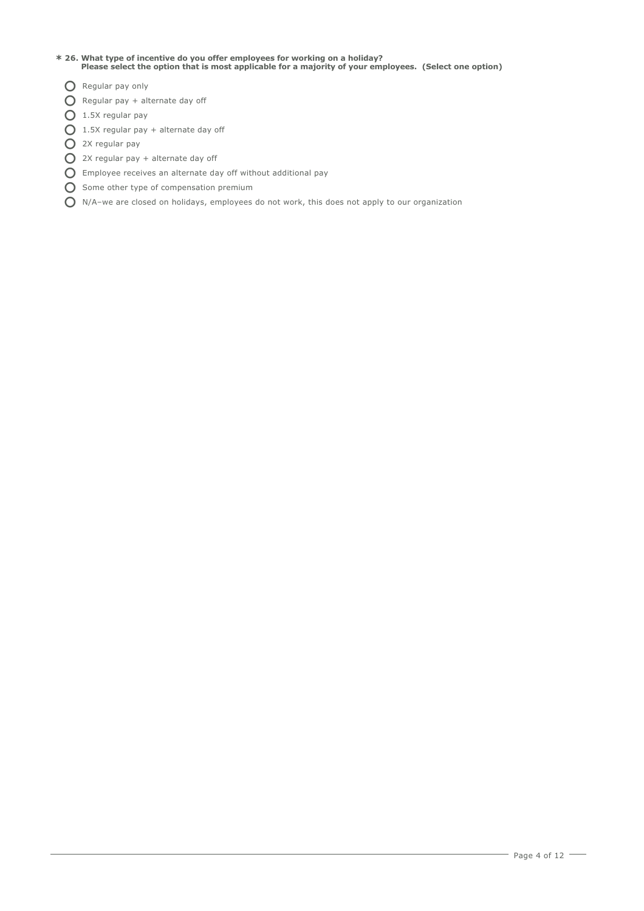**\* 26. What type of incentive do you offer employees for working on a holiday?**
**Please select the option that is most applicable for a majority of your employees. (Select one option)**

- Regular pay only
- Regular pay + alternate day off
- 1.5X regular pay
- 1.5X regular pay + alternate day off
- 2X regular pay
- 2X regular pay + alternate day off
- Employee receives an alternate day off without additional pay
- Some other type of compensation premium
- N/A–we are closed on holidays, employees do not work, this does not apply to our organization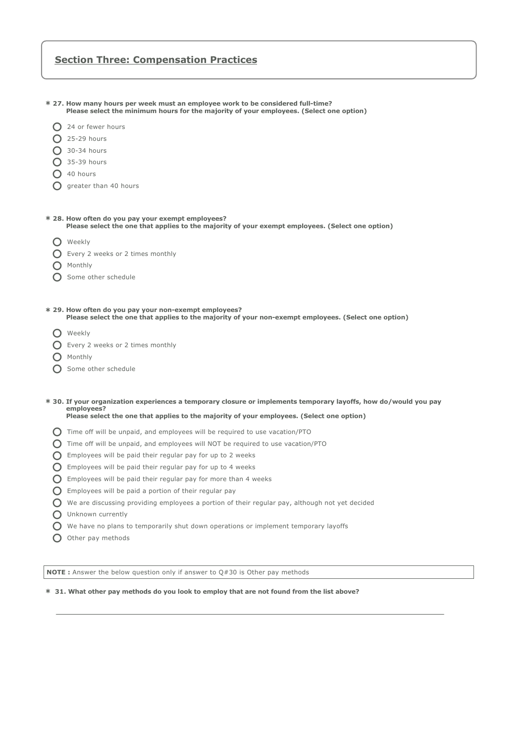## Section Three: Compensation Practices

**\* 27. How many hours per week must an employee work to be considered full-time?**
**Please select the minimum hours for the majority of your employees. (Select one option)**

- ○ 24 or fewer hours
- ○ 25-29 hours
- ○ 30-34 hours
- ○ 35-39 hours
- ○ 40 hours
- ○ greater than 40 hours

**\* 28. How often do you pay your exempt employees?**
**Please select the one that applies to the majority of your exempt employees. (Select one option)**

- ○ Weekly
- ○ Every 2 weeks or 2 times monthly
- ○ Monthly
- ○ Some other schedule

**\* 29. How often do you pay your non-exempt employees?**
**Please select the one that applies to the majority of your non-exempt employees. (Select one option)**

- ○ Weekly
- ○ Every 2 weeks or 2 times monthly
- ○ Monthly
- ○ Some other schedule

**\* 30. If your organization experiences a temporary closure or implements temporary layoffs, how do/would you pay employees?**
**Please select the one that applies to the majority of your employees. (Select one option)**

- ○ Time off will be unpaid, and employees will be required to use vacation/PTO
- ○ Time off will be unpaid, and employees will NOT be required to use vacation/PTO
- ○ Employees will be paid their regular pay for up to 2 weeks
- ○ Employees will be paid their regular pay for up to 4 weeks
- ○ Employees will be paid their regular pay for more than 4 weeks
- ○ Employees will be paid a portion of their regular pay
- ○ We are discussing providing employees a portion of their regular pay, although not yet decided
- ○ Unknown currently
- ○ We have no plans to temporarily shut down operations or implement temporary layoffs
- ○ Other pay methods

**NOTE :** Answer the below question only if answer to Q#30 is Other pay methods

**\* 31. What other pay methods do you look to employ that are not found from the list above?**

\_\_\_\_\_\_\_\_\_\_\_\_\_\_\_\_\_\_\_\_\_\_\_\_\_\_\_\_\_\_\_\_\_\_\_\_\_\_\_\_\_\_\_\_\_\_\_\_\_\_\_\_\_\_\_\_\_\_\_\_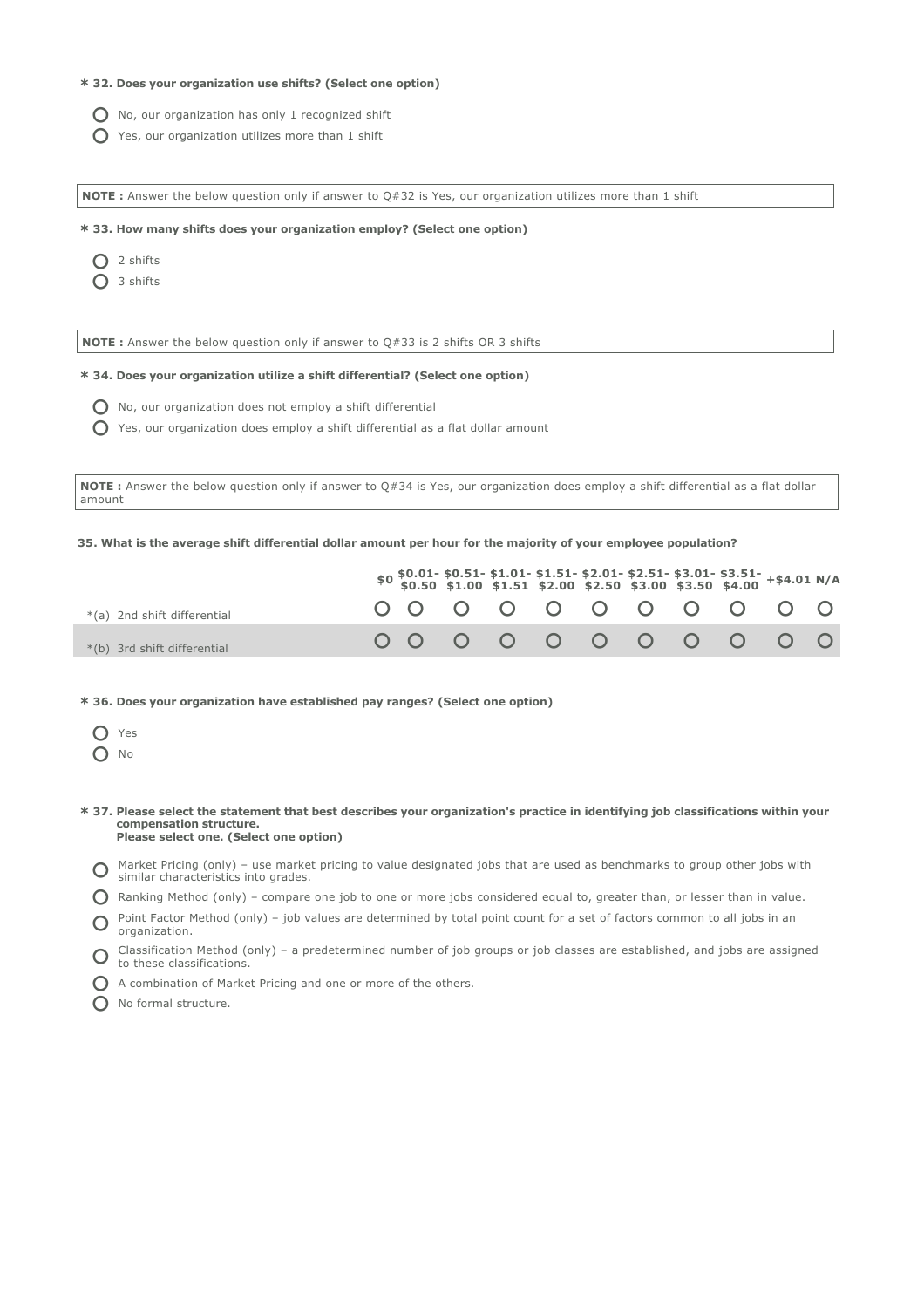**\* 32. Does your organization use shifts? (Select one option)**

- No, our organization has only 1 recognized shift
- Yes, our organization utilizes more than 1 shift

**NOTE :** Answer the below question only if answer to Q#32 is Yes, our organization utilizes more than 1 shift

**\* 33. How many shifts does your organization employ? (Select one option)**

- 2 shifts
- 3 shifts

**NOTE :** Answer the below question only if answer to Q#33 is 2 shifts OR 3 shifts

**\* 34. Does your organization utilize a shift differential? (Select one option)**

- No, our organization does not employ a shift differential
- Yes, our organization does employ a shift differential as a flat dollar amount

**NOTE :** Answer the below question only if answer to Q#34 is Yes, our organization does employ a shift differential as a flat dollar amount

**35. What is the average shift differential dollar amount per hour for the majority of your employee population?**

| | $0 | $0.01- $0.50 | $0.51- $1.00 | $1.01- $1.51 | $1.51- $2.00 | $2.01- $2.50 | $2.51- $3.00 | $3.01- $3.50 | $3.51- $4.00 | +$4.01 | N/A |
|---|---|---|---|---|---|---|---|---|---|---|---|
| *(a) 2nd shift differential | ○ | ○ | ○ | ○ | ○ | ○ | ○ | ○ | ○ | ○ | ○ |
| *(b) 3rd shift differential | ○ | ○ | ○ | ○ | ○ | ○ | ○ | ○ | ○ | ○ | ○ |

**\* 36. Does your organization have established pay ranges? (Select one option)**

- Yes
- No

**\* 37. Please select the statement that best describes your organization's practice in identifying job classifications within your compensation structure.
Please select one. (Select one option)**

- Market Pricing (only) – use market pricing to value designated jobs that are used as benchmarks to group other jobs with similar characteristics into grades.
- Ranking Method (only) – compare one job to one or more jobs considered equal to, greater than, or lesser than in value.
- Point Factor Method (only) – job values are determined by total point count for a set of factors common to all jobs in an organization.
- Classification Method (only) – a predetermined number of job groups or job classes are established, and jobs are assigned to these classifications.
- A combination of Market Pricing and one or more of the others.
- No formal structure.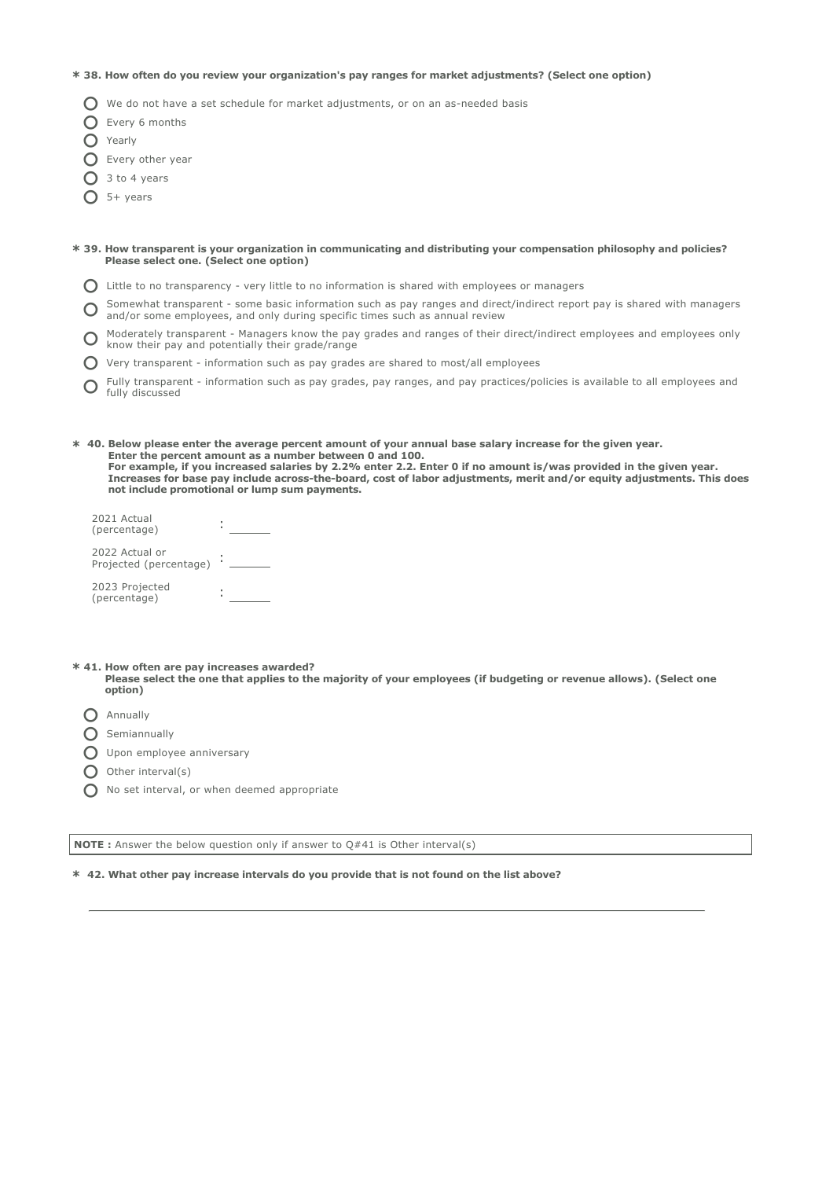**\* 38. How often do you review your organization's pay ranges for market adjustments? (Select one option)**

- ○ We do not have a set schedule for market adjustments, or on an as-needed basis
- ○ Every 6 months
- ○ Yearly
- ○ Every other year
- ○ 3 to 4 years
- ○ 5+ years

**\* 39. How transparent is your organization in communicating and distributing your compensation philosophy and policies? Please select one. (Select one option)**

- ○ Little to no transparency - very little to no information is shared with employees or managers
- ○ Somewhat transparent - some basic information such as pay ranges and direct/indirect report pay is shared with managers and/or some employees, and only during specific times such as annual review
- ○ Moderately transparent - Managers know the pay grades and ranges of their direct/indirect employees and employees only know their pay and potentially their grade/range
- ○ Very transparent - information such as pay grades are shared to most/all employees
- ○ Fully transparent - information such as pay grades, pay ranges, and pay practices/policies is available to all employees and fully discussed

**\* 40. Below please enter the average percent amount of your annual base salary increase for the given year. Enter the percent amount as a number between 0 and 100. For example, if you increased salaries by 2.2% enter 2.2. Enter 0 if no amount is/was provided in the given year. Increases for base pay include across-the-board, cost of labor adjustments, merit and/or equity adjustments. This does not include promotional or lump sum payments.**

2021 Actual (percentage) : ______

2022 Actual or Projected (percentage) : ______

2023 Projected (percentage) : ______

**\* 41. How often are pay increases awarded? Please select the one that applies to the majority of your employees (if budgeting or revenue allows). (Select one option)**

- ○ Annually
- ○ Semiannually
- ○ Upon employee anniversary
- ○ Other interval(s)
- ○ No set interval, or when deemed appropriate

**NOTE :** Answer the below question only if answer to Q#41 is Other interval(s)

**\* 42. What other pay increase intervals do you provide that is not found on the list above?**

______________________________________________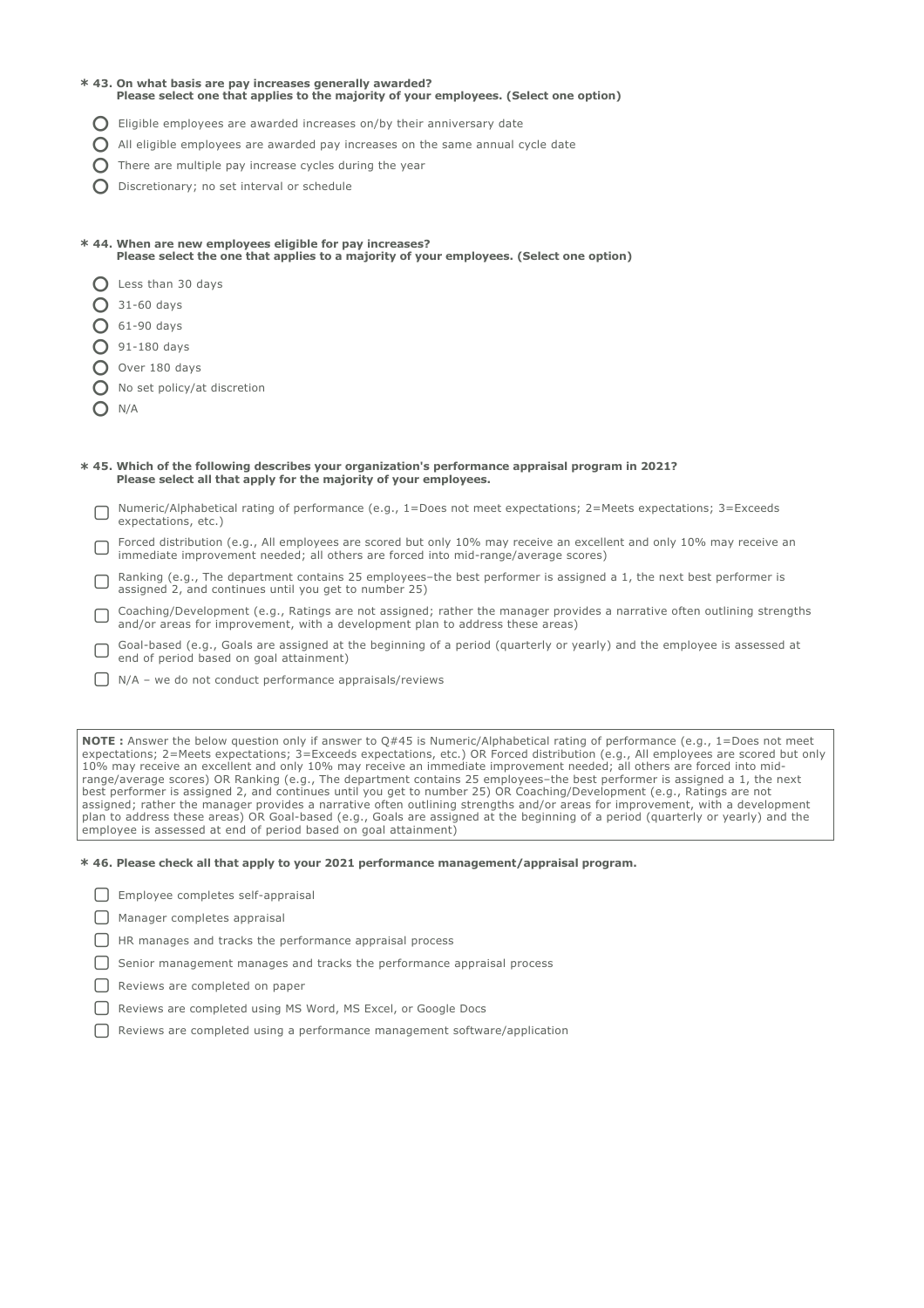**\* 43. On what basis are pay increases generally awarded?**
**Please select one that applies to the majority of your employees. (Select one option)**

- ○ Eligible employees are awarded increases on/by their anniversary date
- ○ All eligible employees are awarded pay increases on the same annual cycle date
- ○ There are multiple pay increase cycles during the year
- ○ Discretionary; no set interval or schedule

**\* 44. When are new employees eligible for pay increases?**
**Please select the one that applies to a majority of your employees. (Select one option)**

- ○ Less than 30 days
- ○ 31-60 days
- ○ 61-90 days
- ○ 91-180 days
- ○ Over 180 days
- ○ No set policy/at discretion
- ○ N/A

**\* 45. Which of the following describes your organization's performance appraisal program in 2021?**
**Please select all that apply for the majority of your employees.**

- ☐ Numeric/Alphabetical rating of performance (e.g., 1=Does not meet expectations; 2=Meets expectations; 3=Exceeds expectations, etc.)
- ☐ Forced distribution (e.g., All employees are scored but only 10% may receive an excellent and only 10% may receive an immediate improvement needed; all others are forced into mid-range/average scores)
- ☐ Ranking (e.g., The department contains 25 employees–the best performer is assigned a 1, the next best performer is assigned 2, and continues until you get to number 25)
- ☐ Coaching/Development (e.g., Ratings are not assigned; rather the manager provides a narrative often outlining strengths and/or areas for improvement, with a development plan to address these areas)
- ☐ Goal-based (e.g., Goals are assigned at the beginning of a period (quarterly or yearly) and the employee is assessed at end of period based on goal attainment)
- ☐ N/A – we do not conduct performance appraisals/reviews

**NOTE :** Answer the below question only if answer to Q#45 is Numeric/Alphabetical rating of performance (e.g., 1=Does not meet expectations; 2=Meets expectations; 3=Exceeds expectations, etc.) OR Forced distribution (e.g., All employees are scored but only 10% may receive an excellent and only 10% may receive an immediate improvement needed; all others are forced into mid-range/average scores) OR Ranking (e.g., The department contains 25 employees–the best performer is assigned a 1, the next best performer is assigned 2, and continues until you get to number 25) OR Coaching/Development (e.g., Ratings are not assigned; rather the manager provides a narrative often outlining strengths and/or areas for improvement, with a development plan to address these areas) OR Goal-based (e.g., Goals are assigned at the beginning of a period (quarterly or yearly) and the employee is assessed at end of period based on goal attainment)

**\* 46. Please check all that apply to your 2021 performance management/appraisal program.**

- ☐ Employee completes self-appraisal
- ☐ Manager completes appraisal
- ☐ HR manages and tracks the performance appraisal process
- ☐ Senior management manages and tracks the performance appraisal process
- ☐ Reviews are completed on paper
- ☐ Reviews are completed using MS Word, MS Excel, or Google Docs
- ☐ Reviews are completed using a performance management software/application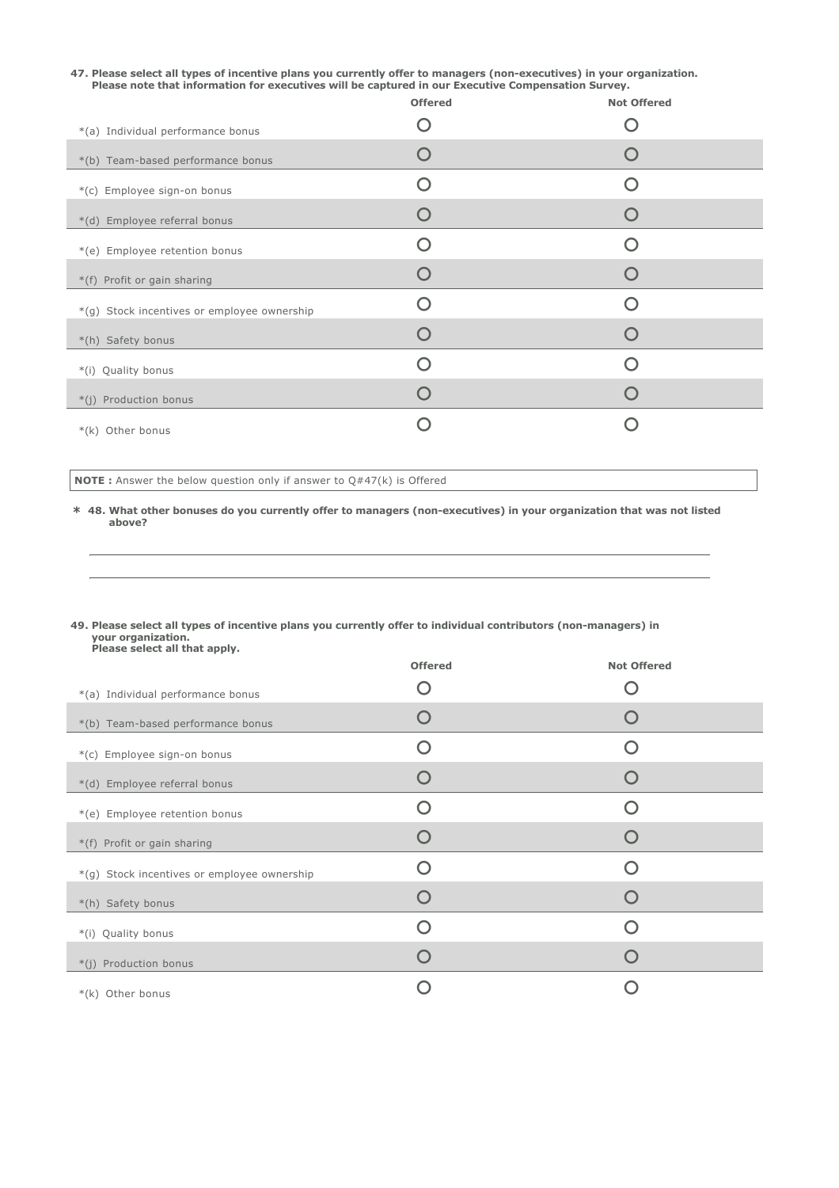**47. Please select all types of incentive plans you currently offer to managers (non-executives) in your organization. Please note that information for executives will be captured in our Executive Compensation Survey.**

| | Offered | Not Offered |
|---|---|---|
| *(a) Individual performance bonus | ○ | ○ |
| *(b) Team-based performance bonus | ○ | ○ |
| *(c) Employee sign-on bonus | ○ | ○ |
| *(d) Employee referral bonus | ○ | ○ |
| *(e) Employee retention bonus | ○ | ○ |
| *(f) Profit or gain sharing | ○ | ○ |
| *(g) Stock incentives or employee ownership | ○ | ○ |
| *(h) Safety bonus | ○ | ○ |
| *(i) Quality bonus | ○ | ○ |
| *(j) Production bonus | ○ | ○ |
| *(k) Other bonus | ○ | ○ |

**NOTE :** Answer the below question only if answer to Q#47(k) is Offered

**\* 48. What other bonuses do you currently offer to managers (non-executives) in your organization that was not listed above?**

\_\_\_\_\_\_\_\_\_\_\_\_\_\_\_\_\_\_\_\_\_\_\_\_\_\_\_\_\_\_\_\_\_\_\_\_\_\_\_\_\_\_\_\_\_\_\_\_\_\_\_\_\_\_\_\_\_\_\_\_\_\_\_\_\_\_\_\_\_\_\_\_

\_\_\_\_\_\_\_\_\_\_\_\_\_\_\_\_\_\_\_\_\_\_\_\_\_\_\_\_\_\_\_\_\_\_\_\_\_\_\_\_\_\_\_\_\_\_\_\_\_\_\_\_\_\_\_\_\_\_\_\_\_\_\_\_\_\_\_\_\_\_\_\_

**49. Please select all types of incentive plans you currently offer to individual contributors (non-managers) in your organization. Please select all that apply.**

| | Offered | Not Offered |
|---|---|---|
| *(a) Individual performance bonus | ○ | ○ |
| *(b) Team-based performance bonus | ○ | ○ |
| *(c) Employee sign-on bonus | ○ | ○ |
| *(d) Employee referral bonus | ○ | ○ |
| *(e) Employee retention bonus | ○ | ○ |
| *(f) Profit or gain sharing | ○ | ○ |
| *(g) Stock incentives or employee ownership | ○ | ○ |
| *(h) Safety bonus | ○ | ○ |
| *(i) Quality bonus | ○ | ○ |
| *(j) Production bonus | ○ | ○ |
| *(k) Other bonus | ○ | ○ |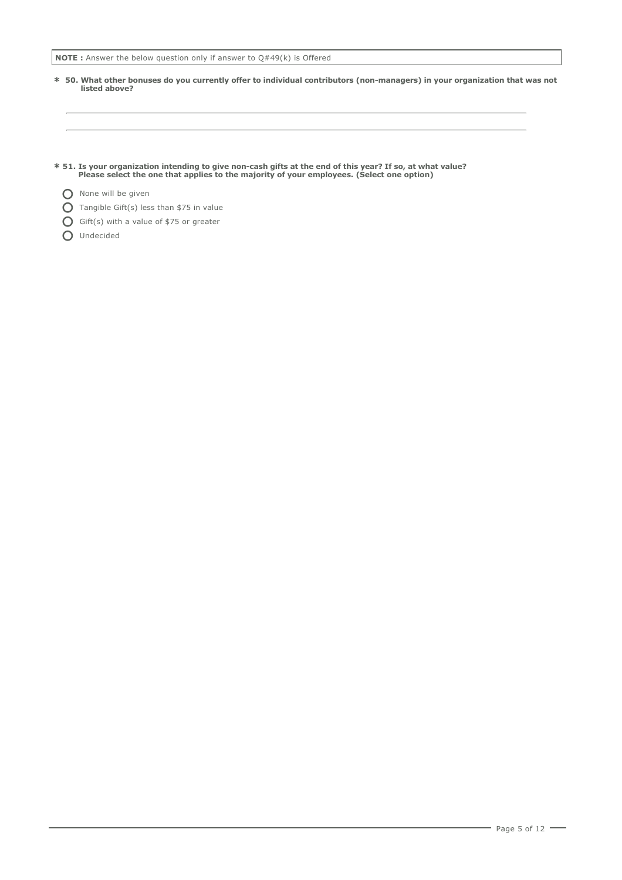**NOTE :** Answer the below question only if answer to Q#49(k) is Offered

**\* 50. What other bonuses do you currently offer to individual contributors (non-managers) in your organization that was not listed above?**

______________________________________________________________________

______________________________________________________________________

**\* 51. Is your organization intending to give non-cash gifts at the end of this year? If so, at what value? Please select the one that applies to the majority of your employees. (Select one option)**

- ○ None will be given
- ○ Tangible Gift(s) less than $75 in value
- ○ Gift(s) with a value of $75 or greater
- ○ Undecided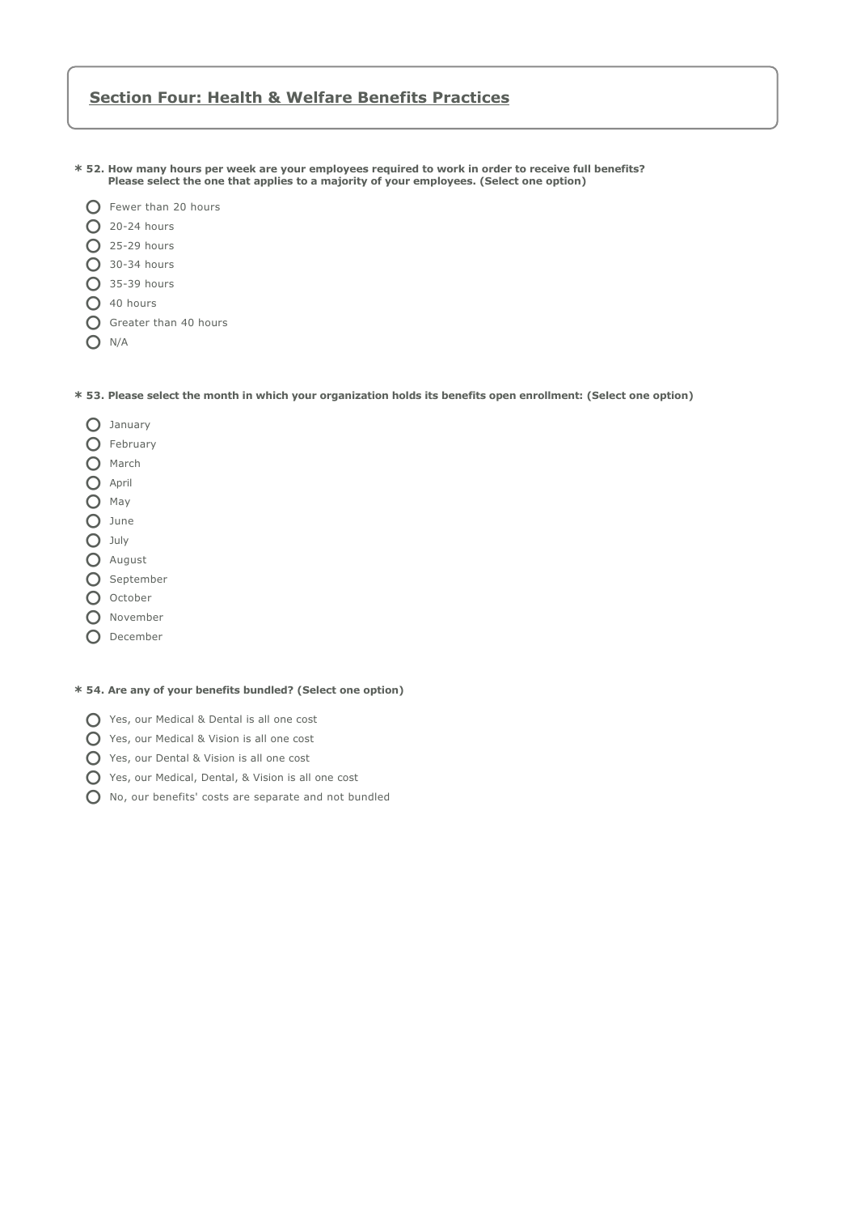## Section Four: Health & Welfare Benefits Practices

**\* 52. How many hours per week are your employees required to work in order to receive full benefits? Please select the one that applies to a majority of your employees. (Select one option)**

- Fewer than 20 hours
- 20-24 hours
- 25-29 hours
- 30-34 hours
- 35-39 hours
- 40 hours
- Greater than 40 hours
- N/A

**\* 53. Please select the month in which your organization holds its benefits open enrollment: (Select one option)**

- January
- February
- March
- April
- May
- June
- July
- August
- September
- October
- November
- December

**\* 54. Are any of your benefits bundled? (Select one option)**

- Yes, our Medical & Dental is all one cost
- Yes, our Medical & Vision is all one cost
- Yes, our Dental & Vision is all one cost
- Yes, our Medical, Dental, & Vision is all one cost
- No, our benefits' costs are separate and not bundled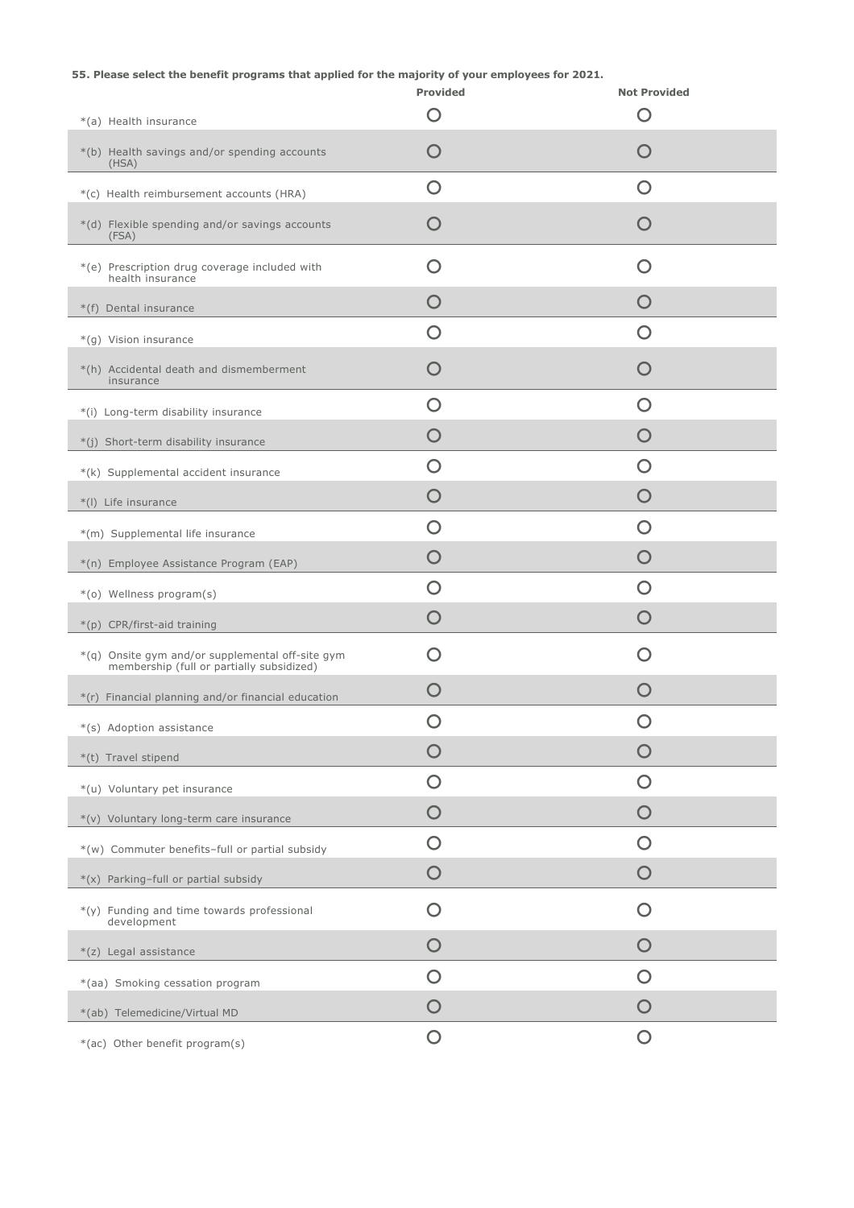**55. Please select the benefit programs that applied for the majority of your employees for 2021.**

| | Provided | Not Provided |
|---|---|---|
| *(a) Health insurance | ○ | ○ |
| *(b) Health savings and/or spending accounts (HSA) | ○ | ○ |
| *(c) Health reimbursement accounts (HRA) | ○ | ○ |
| *(d) Flexible spending and/or savings accounts (FSA) | ○ | ○ |
| *(e) Prescription drug coverage included with health insurance | ○ | ○ |
| *(f) Dental insurance | ○ | ○ |
| *(g) Vision insurance | ○ | ○ |
| *(h) Accidental death and dismemberment insurance | ○ | ○ |
| *(i) Long-term disability insurance | ○ | ○ |
| *(j) Short-term disability insurance | ○ | ○ |
| *(k) Supplemental accident insurance | ○ | ○ |
| *(l) Life insurance | ○ | ○ |
| *(m) Supplemental life insurance | ○ | ○ |
| *(n) Employee Assistance Program (EAP) | ○ | ○ |
| *(o) Wellness program(s) | ○ | ○ |
| *(p) CPR/first-aid training | ○ | ○ |
| *(q) Onsite gym and/or supplemental off-site gym membership (full or partially subsidized) | ○ | ○ |
| *(r) Financial planning and/or financial education | ○ | ○ |
| *(s) Adoption assistance | ○ | ○ |
| *(t) Travel stipend | ○ | ○ |
| *(u) Voluntary pet insurance | ○ | ○ |
| *(v) Voluntary long-term care insurance | ○ | ○ |
| *(w) Commuter benefits–full or partial subsidy | ○ | ○ |
| *(x) Parking–full or partial subsidy | ○ | ○ |
| *(y) Funding and time towards professional development | ○ | ○ |
| *(z) Legal assistance | ○ | ○ |
| *(aa) Smoking cessation program | ○ | ○ |
| *(ab) Telemedicine/Virtual MD | ○ | ○ |
| *(ac) Other benefit program(s) | ○ | ○ |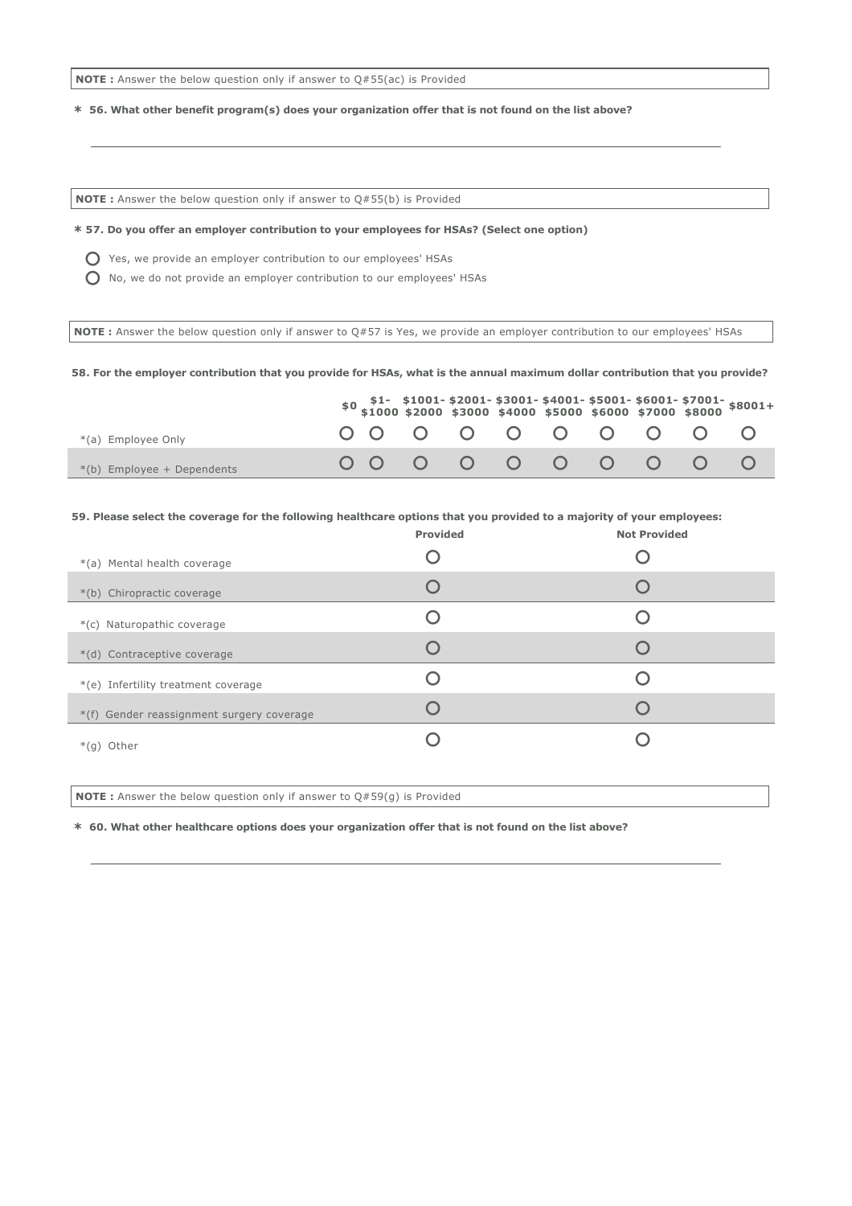**NOTE :** Answer the below question only if answer to Q#55(ac) is Provided

**\* 56. What other benefit program(s) does your organization offer that is not found on the list above?**

\_\_\_\_\_\_\_\_\_\_\_\_\_\_\_\_\_\_\_\_\_\_\_\_\_\_\_\_\_\_\_\_\_\_\_\_\_\_\_\_\_\_\_\_\_\_\_\_\_\_\_\_\_\_\_\_\_\_\_\_

**NOTE :** Answer the below question only if answer to Q#55(b) is Provided

**\* 57. Do you offer an employer contribution to your employees for HSAs? (Select one option)**

- ○ Yes, we provide an employer contribution to our employees' HSAs
- ○ No, we do not provide an employer contribution to our employees' HSAs

**NOTE :** Answer the below question only if answer to Q#57 is Yes, we provide an employer contribution to our employees' HSAs

**58. For the employer contribution that you provide for HSAs, what is the annual maximum dollar contribution that you provide?**

| | $0 | $1-$1000 | $1001-$2000 | $2001-$3000 | $3001-$4000 | $4001-$5000 | $5001-$6000 | $6001-$7000 | $7001-$8000 | $8001+ |
|---|---|---|---|---|---|---|---|---|---|---|
| *(a) Employee Only | ○ | ○ | ○ | ○ | ○ | ○ | ○ | ○ | ○ | ○ |
| *(b) Employee + Dependents | ○ | ○ | ○ | ○ | ○ | ○ | ○ | ○ | ○ | ○ |

**59. Please select the coverage for the following healthcare options that you provided to a majority of your employees:**

| | Provided | Not Provided |
|---|---|---|
| *(a) Mental health coverage | ○ | ○ |
| *(b) Chiropractic coverage | ○ | ○ |
| *(c) Naturopathic coverage | ○ | ○ |
| *(d) Contraceptive coverage | ○ | ○ |
| *(e) Infertility treatment coverage | ○ | ○ |
| *(f) Gender reassignment surgery coverage | ○ | ○ |
| *(g) Other | ○ | ○ |

**NOTE :** Answer the below question only if answer to Q#59(g) is Provided

**\* 60. What other healthcare options does your organization offer that is not found on the list above?**

\_\_\_\_\_\_\_\_\_\_\_\_\_\_\_\_\_\_\_\_\_\_\_\_\_\_\_\_\_\_\_\_\_\_\_\_\_\_\_\_\_\_\_\_\_\_\_\_\_\_\_\_\_\_\_\_\_\_\_\_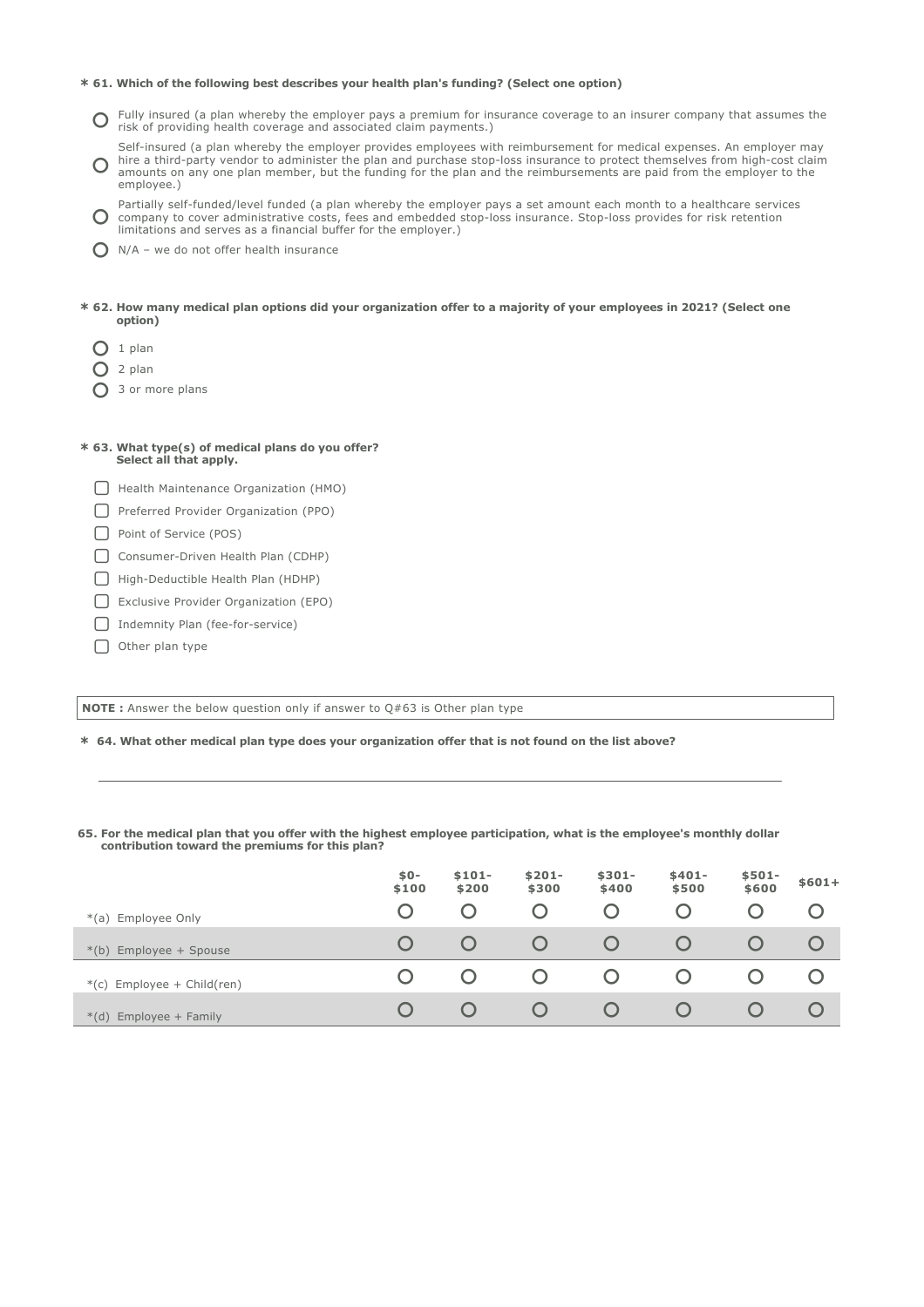**\* 61. Which of the following best describes your health plan's funding? (Select one option)**

- ○ Fully insured (a plan whereby the employer pays a premium for insurance coverage to an insurer company that assumes the risk of providing health coverage and associated claim payments.)
- ○ Self-insured (a plan whereby the employer provides employees with reimbursement for medical expenses. An employer may hire a third-party vendor to administer the plan and purchase stop-loss insurance to protect themselves from high-cost claim amounts on any one plan member, but the funding for the plan and the reimbursements are paid from the employer to the employee.)
- ○ Partially self-funded/level funded (a plan whereby the employer pays a set amount each month to a healthcare services company to cover administrative costs, fees and embedded stop-loss insurance. Stop-loss provides for risk retention limitations and serves as a financial buffer for the employer.)
- ○ N/A – we do not offer health insurance

**\* 62. How many medical plan options did your organization offer to a majority of your employees in 2021? (Select one option)**

- ○ 1 plan
- ○ 2 plan
- ○ 3 or more plans

**\* 63. What type(s) of medical plans do you offer? Select all that apply.**

- ☐ Health Maintenance Organization (HMO)
- ☐ Preferred Provider Organization (PPO)
- ☐ Point of Service (POS)
- ☐ Consumer-Driven Health Plan (CDHP)
- ☐ High-Deductible Health Plan (HDHP)
- ☐ Exclusive Provider Organization (EPO)
- ☐ Indemnity Plan (fee-for-service)
- ☐ Other plan type

**NOTE :** Answer the below question only if answer to Q#63 is Other plan type

**\* 64. What other medical plan type does your organization offer that is not found on the list above?**

\_\_\_\_\_\_\_\_\_\_\_\_\_\_\_\_\_\_\_\_\_\_\_\_\_\_\_\_\_\_\_\_\_\_\_\_\_\_\_\_

**65. For the medical plan that you offer with the highest employee participation, what is the employee's monthly dollar contribution toward the premiums for this plan?**

| | $0-$100 | $101-$200 | $201-$300 | $301-$400 | $401-$500 | $501-$600 | $601+ |
|---|---|---|---|---|---|---|---|
| *(a) Employee Only | ○ | ○ | ○ | ○ | ○ | ○ | ○ |
| *(b) Employee + Spouse | ○ | ○ | ○ | ○ | ○ | ○ | ○ |
| *(c) Employee + Child(ren) | ○ | ○ | ○ | ○ | ○ | ○ | ○ |
| *(d) Employee + Family | ○ | ○ | ○ | ○ | ○ | ○ | ○ |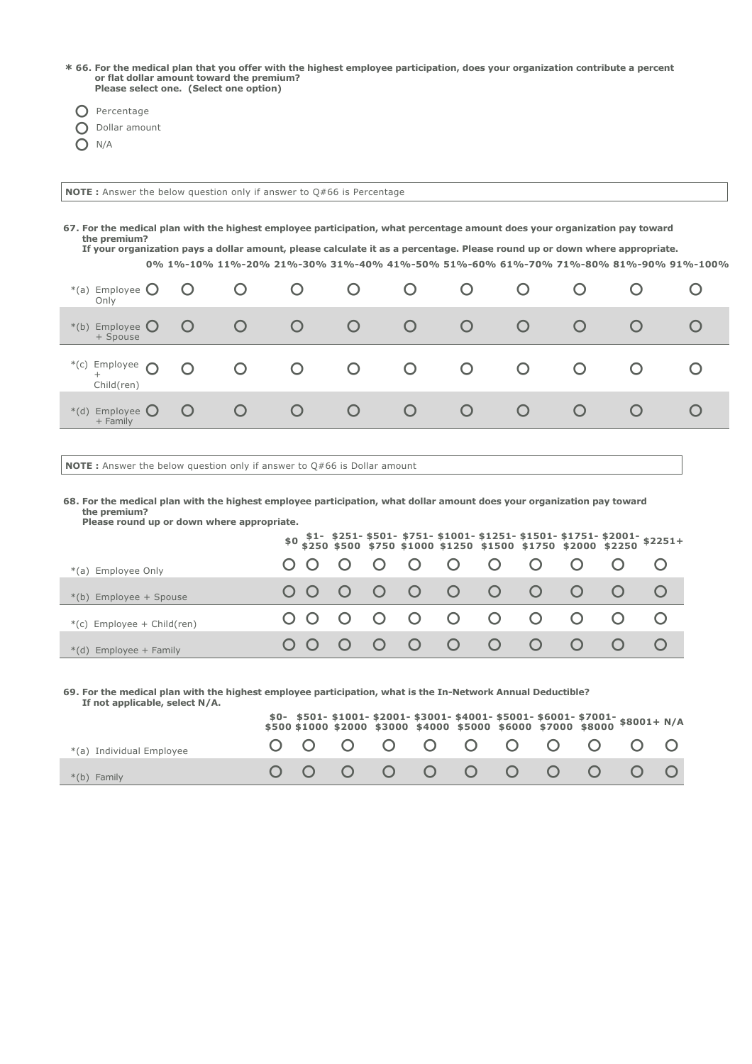**\* 66. For the medical plan that you offer with the highest employee participation, does your organization contribute a percent or flat dollar amount toward the premium?**
**Please select one. (Select one option)**

- ○ Percentage
- ○ Dollar amount
- ○ N/A

**NOTE :** Answer the below question only if answer to Q#66 is Percentage

**67. For the medical plan with the highest employee participation, what percentage amount does your organization pay toward the premium?**
**If your organization pays a dollar amount, please calculate it as a percentage. Please round up or down where appropriate.**

| | 0% | 1%-10% | 11%-20% | 21%-30% | 31%-40% | 41%-50% | 51%-60% | 61%-70% | 71%-80% | 81%-90% | 91%-100% |
|---|---|---|---|---|---|---|---|---|---|---|---|
| *(a) Employee Only | ○ | ○ | ○ | ○ | ○ | ○ | ○ | ○ | ○ | ○ | ○ |
| *(b) Employee + Spouse | ○ | ○ | ○ | ○ | ○ | ○ | ○ | ○ | ○ | ○ | ○ |
| *(c) Employee + Child(ren) | ○ | ○ | ○ | ○ | ○ | ○ | ○ | ○ | ○ | ○ | ○ |
| *(d) Employee + Family | ○ | ○ | ○ | ○ | ○ | ○ | ○ | ○ | ○ | ○ | ○ |

**NOTE :** Answer the below question only if answer to Q#66 is Dollar amount

**68. For the medical plan with the highest employee participation, what dollar amount does your organization pay toward the premium?**
**Please round up or down where appropriate.**

| | $0 | $1-$250 | $251-$500 | $501-$750 | $751-$1000 | $1001-$1250 | $1251-$1500 | $1501-$1750 | $1751-$2000 | $2001-$2250 | $2251+ |
|---|---|---|---|---|---|---|---|---|---|---|---|
| *(a) Employee Only | ○ | ○ | ○ | ○ | ○ | ○ | ○ | ○ | ○ | ○ | ○ |
| *(b) Employee + Spouse | ○ | ○ | ○ | ○ | ○ | ○ | ○ | ○ | ○ | ○ | ○ |
| *(c) Employee + Child(ren) | ○ | ○ | ○ | ○ | ○ | ○ | ○ | ○ | ○ | ○ | ○ |
| *(d) Employee + Family | ○ | ○ | ○ | ○ | ○ | ○ | ○ | ○ | ○ | ○ | ○ |

**69. For the medical plan with the highest employee participation, what is the In-Network Annual Deductible?**
**If not applicable, select N/A.**

| | $0-$500 | $501-$1000 | $1001-$2000 | $2001-$3000 | $3001-$4000 | $4001-$5000 | $5001-$6000 | $6001-$7000 | $7001-$8000 | $8001+ | N/A |
|---|---|---|---|---|---|---|---|---|---|---|---|
| *(a) Individual Employee | ○ | ○ | ○ | ○ | ○ | ○ | ○ | ○ | ○ | ○ | ○ |
| *(b) Family | ○ | ○ | ○ | ○ | ○ | ○ | ○ | ○ | ○ | ○ | ○ |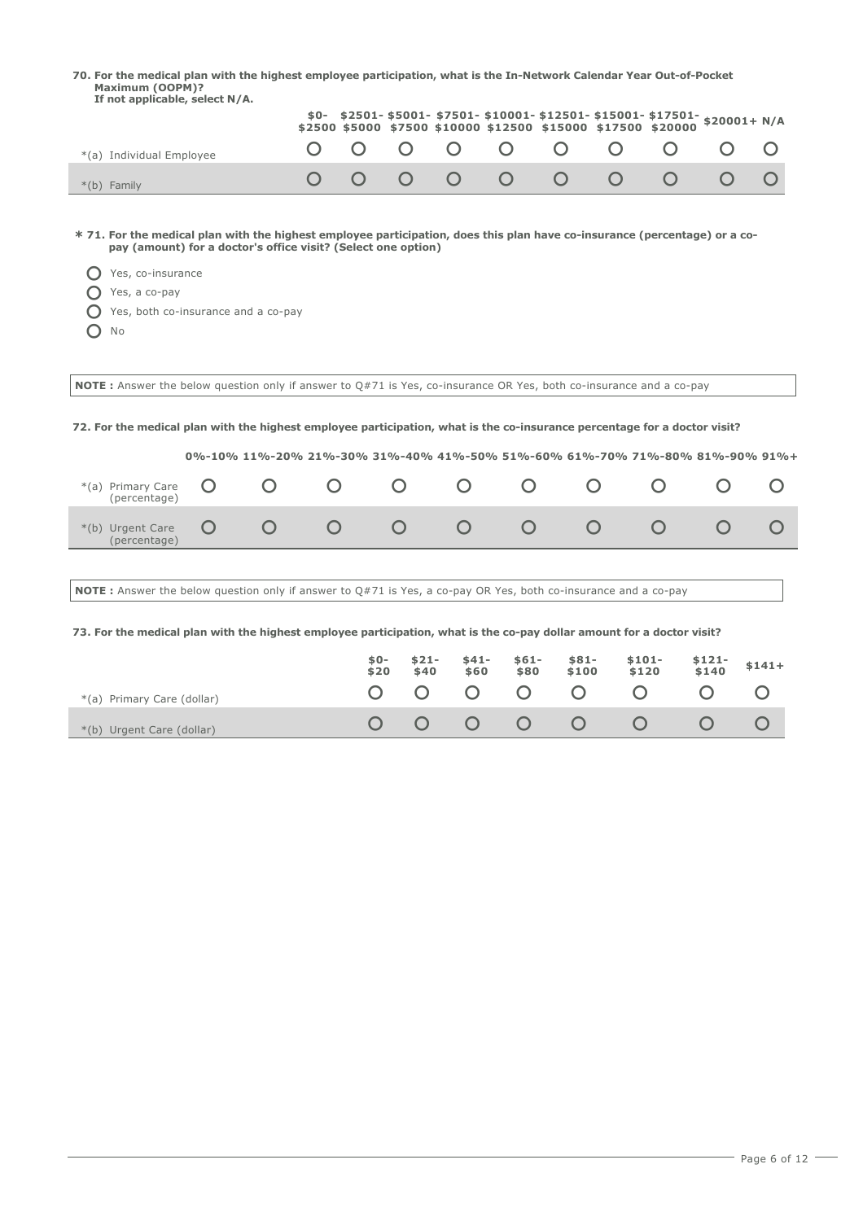**70. For the medical plan with the highest employee participation, what is the In-Network Calendar Year Out-of-Pocket Maximum (OOPM)?**
**If not applicable, select N/A.**

| | $0-$2500 | $2501-$5000 | $5001-$7500 | $7501-$10000 | $10001-$12500 | $12501-$15000 | $15001-$17500 | $17501-$20000 | $20001+ | N/A |
|---|---|---|---|---|---|---|---|---|---|---|
| *(a) Individual Employee | ○ | ○ | ○ | ○ | ○ | ○ | ○ | ○ | ○ | ○ |
| *(b) Family | ○ | ○ | ○ | ○ | ○ | ○ | ○ | ○ | ○ | ○ |

**\* 71. For the medical plan with the highest employee participation, does this plan have co-insurance (percentage) or a co-pay (amount) for a doctor's office visit? (Select one option)**

- ○ Yes, co-insurance
- ○ Yes, a co-pay
- ○ Yes, both co-insurance and a co-pay
- ○ No

**NOTE :** Answer the below question only if answer to Q#71 is Yes, co-insurance OR Yes, both co-insurance and a co-pay

**72. For the medical plan with the highest employee participation, what is the co-insurance percentage for a doctor visit?**

| | 0%-10% | 11%-20% | 21%-30% | 31%-40% | 41%-50% | 51%-60% | 61%-70% | 71%-80% | 81%-90% | 91%+ |
|---|---|---|---|---|---|---|---|---|---|---|
| *(a) Primary Care (percentage) | ○ | ○ | ○ | ○ | ○ | ○ | ○ | ○ | ○ | ○ |
| *(b) Urgent Care (percentage) | ○ | ○ | ○ | ○ | ○ | ○ | ○ | ○ | ○ | ○ |

**NOTE :** Answer the below question only if answer to Q#71 is Yes, a co-pay OR Yes, both co-insurance and a co-pay

**73. For the medical plan with the highest employee participation, what is the co-pay dollar amount for a doctor visit?**

| | $0-$20 | $21-$40 | $41-$60 | $61-$80 | $81-$100 | $101-$120 | $121-$140 | $141+ |
|---|---|---|---|---|---|---|---|---|
| *(a) Primary Care (dollar) | ○ | ○ | ○ | ○ | ○ | ○ | ○ | ○ |
| *(b) Urgent Care (dollar) | ○ | ○ | ○ | ○ | ○ | ○ | ○ | ○ |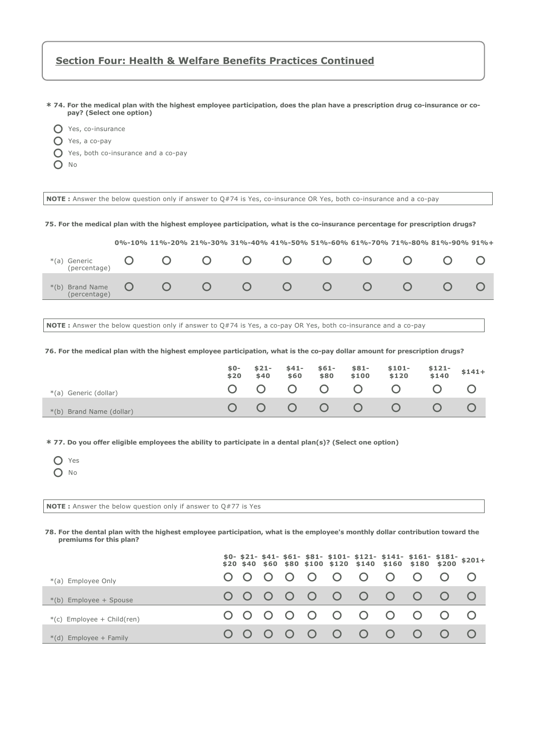## Section Four: Health & Welfare Benefits Practices Continued

**\* 74. For the medical plan with the highest employee participation, does the plan have a prescription drug co-insurance or co-pay? (Select one option)**

- Yes, co-insurance
- Yes, a co-pay
- Yes, both co-insurance and a co-pay
- No

**NOTE :** Answer the below question only if answer to Q#74 is Yes, co-insurance OR Yes, both co-insurance and a co-pay

**75. For the medical plan with the highest employee participation, what is the co-insurance percentage for prescription drugs?**

| | 0%-10% | 11%-20% | 21%-30% | 31%-40% | 41%-50% | 51%-60% | 61%-70% | 71%-80% | 81%-90% | 91%+ |
|---|---|---|---|---|---|---|---|---|---|---|
| *(a) Generic (percentage) | ○ | ○ | ○ | ○ | ○ | ○ | ○ | ○ | ○ | ○ |
| *(b) Brand Name (percentage) | ○ | ○ | ○ | ○ | ○ | ○ | ○ | ○ | ○ | ○ |

**NOTE :** Answer the below question only if answer to Q#74 is Yes, a co-pay OR Yes, both co-insurance and a co-pay

**76. For the medical plan with the highest employee participation, what is the co-pay dollar amount for prescription drugs?**

| | $0-$20 | $21-$40 | $41-$60 | $61-$80 | $81-$100 | $101-$120 | $121-$140 | $141+ |
|---|---|---|---|---|---|---|---|---|
| *(a) Generic (dollar) | ○ | ○ | ○ | ○ | ○ | ○ | ○ | ○ |
| *(b) Brand Name (dollar) | ○ | ○ | ○ | ○ | ○ | ○ | ○ | ○ |

**\* 77. Do you offer eligible employees the ability to participate in a dental plan(s)? (Select one option)**

- Yes
- No

**NOTE :** Answer the below question only if answer to Q#77 is Yes

**78. For the dental plan with the highest employee participation, what is the employee's monthly dollar contribution toward the premiums for this plan?**

| | $0-$20 | $21-$40 | $41-$60 | $61-$80 | $81-$100 | $101-$120 | $121-$140 | $141-$160 | $161-$180 | $181-$200 | $201+ |
|---|---|---|---|---|---|---|---|---|---|---|---|
| *(a) Employee Only | ○ | ○ | ○ | ○ | ○ | ○ | ○ | ○ | ○ | ○ | ○ |
| *(b) Employee + Spouse | ○ | ○ | ○ | ○ | ○ | ○ | ○ | ○ | ○ | ○ | ○ |
| *(c) Employee + Child(ren) | ○ | ○ | ○ | ○ | ○ | ○ | ○ | ○ | ○ | ○ | ○ |
| *(d) Employee + Family | ○ | ○ | ○ | ○ | ○ | ○ | ○ | ○ | ○ | ○ | ○ |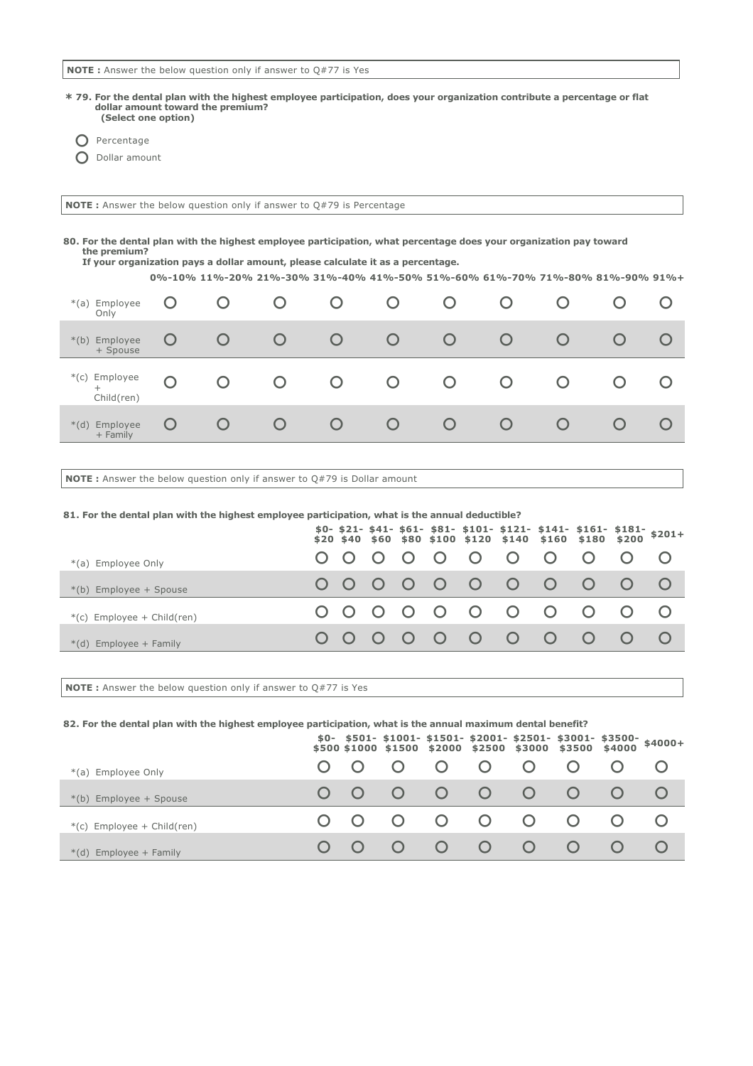**NOTE :** Answer the below question only if answer to Q#77 is Yes

**\* 79. For the dental plan with the highest employee participation, does your organization contribute a percentage or flat dollar amount toward the premium?**
**(Select one option)**

- ○ Percentage
- ○ Dollar amount

**NOTE :** Answer the below question only if answer to Q#79 is Percentage

**80. For the dental plan with the highest employee participation, what percentage does your organization pay toward the premium?**
**If your organization pays a dollar amount, please calculate it as a percentage.**

| | 0%-10% | 11%-20% | 21%-30% | 31%-40% | 41%-50% | 51%-60% | 61%-70% | 71%-80% | 81%-90% | 91%+ |
|---|---|---|---|---|---|---|---|---|---|---|
| *(a) Employee Only | ○ | ○ | ○ | ○ | ○ | ○ | ○ | ○ | ○ | ○ |
| *(b) Employee + Spouse | ○ | ○ | ○ | ○ | ○ | ○ | ○ | ○ | ○ | ○ |
| *(c) Employee + Child(ren) | ○ | ○ | ○ | ○ | ○ | ○ | ○ | ○ | ○ | ○ |
| *(d) Employee + Family | ○ | ○ | ○ | ○ | ○ | ○ | ○ | ○ | ○ | ○ |

**NOTE :** Answer the below question only if answer to Q#79 is Dollar amount

**81. For the dental plan with the highest employee participation, what is the annual deductible?**

| | $0-$20 | $21-$40 | $41-$60 | $61-$80 | $81-$100 | $101-$120 | $121-$140 | $141-$160 | $161-$180 | $181-$200 | $201+ |
|---|---|---|---|---|---|---|---|---|---|---|---|
| *(a) Employee Only | ○ | ○ | ○ | ○ | ○ | ○ | ○ | ○ | ○ | ○ | ○ |
| *(b) Employee + Spouse | ○ | ○ | ○ | ○ | ○ | ○ | ○ | ○ | ○ | ○ | ○ |
| *(c) Employee + Child(ren) | ○ | ○ | ○ | ○ | ○ | ○ | ○ | ○ | ○ | ○ | ○ |
| *(d) Employee + Family | ○ | ○ | ○ | ○ | ○ | ○ | ○ | ○ | ○ | ○ | ○ |

**NOTE :** Answer the below question only if answer to Q#77 is Yes

**82. For the dental plan with the highest employee participation, what is the annual maximum dental benefit?**

| | $0-$500 | $501-$1000 | $1001-$1500 | $1501-$2000 | $2001-$2500 | $2501-$3000 | $3001-$3500 | $3500-$4000 | $4000+ |
|---|---|---|---|---|---|---|---|---|---|
| *(a) Employee Only | ○ | ○ | ○ | ○ | ○ | ○ | ○ | ○ | ○ |
| *(b) Employee + Spouse | ○ | ○ | ○ | ○ | ○ | ○ | ○ | ○ | ○ |
| *(c) Employee + Child(ren) | ○ | ○ | ○ | ○ | ○ | ○ | ○ | ○ | ○ |
| *(d) Employee + Family | ○ | ○ | ○ | ○ | ○ | ○ | ○ | ○ | ○ |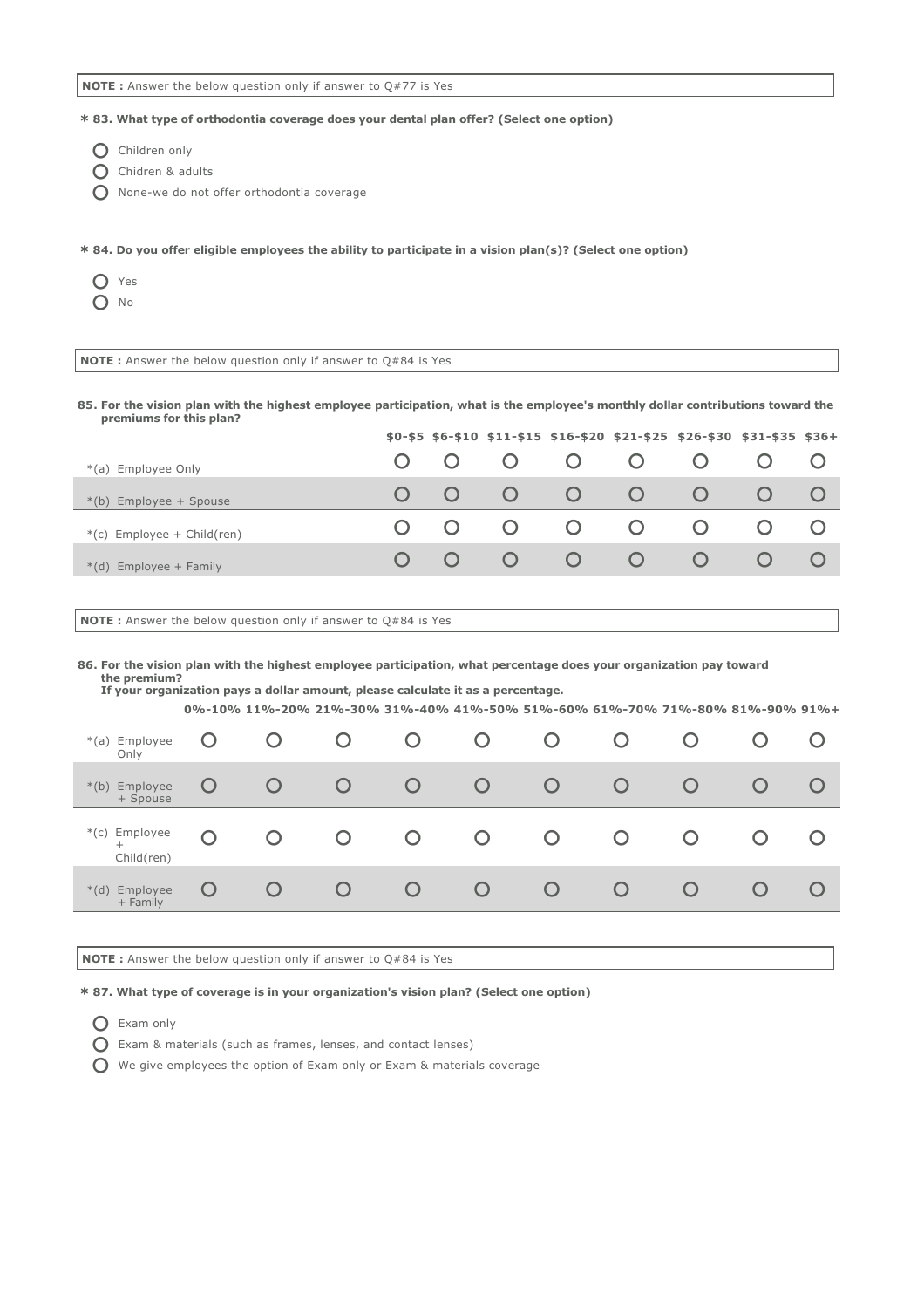**NOTE :** Answer the below question only if answer to Q#77 is Yes

**\* 83. What type of orthodontia coverage does your dental plan offer? (Select one option)**

- ○ Children only
- ○ Chidren & adults
- ○ None-we do not offer orthodontia coverage

**\* 84. Do you offer eligible employees the ability to participate in a vision plan(s)? (Select one option)**

- ○ Yes
- ○ No

**NOTE :** Answer the below question only if answer to Q#84 is Yes

**85. For the vision plan with the highest employee participation, what is the employee's monthly dollar contributions toward the premiums for this plan?**

| | $0-$5 | $6-$10 | $11-$15 | $16-$20 | $21-$25 | $26-$30 | $31-$35 | $36+ |
|---|---|---|---|---|---|---|---|---|
| *(a) Employee Only | ○ | ○ | ○ | ○ | ○ | ○ | ○ | ○ |
| *(b) Employee + Spouse | ○ | ○ | ○ | ○ | ○ | ○ | ○ | ○ |
| *(c) Employee + Child(ren) | ○ | ○ | ○ | ○ | ○ | ○ | ○ | ○ |
| *(d) Employee + Family | ○ | ○ | ○ | ○ | ○ | ○ | ○ | ○ |

**NOTE :** Answer the below question only if answer to Q#84 is Yes

**86. For the vision plan with the highest employee participation, what percentage does your organization pay toward the premium?**
**If your organization pays a dollar amount, please calculate it as a percentage.**

| | 0%-10% | 11%-20% | 21%-30% | 31%-40% | 41%-50% | 51%-60% | 61%-70% | 71%-80% | 81%-90% | 91%+ |
|---|---|---|---|---|---|---|---|---|---|---|
| *(a) Employee Only | ○ | ○ | ○ | ○ | ○ | ○ | ○ | ○ | ○ | ○ |
| *(b) Employee + Spouse | ○ | ○ | ○ | ○ | ○ | ○ | ○ | ○ | ○ | ○ |
| *(c) Employee + Child(ren) | ○ | ○ | ○ | ○ | ○ | ○ | ○ | ○ | ○ | ○ |
| *(d) Employee + Family | ○ | ○ | ○ | ○ | ○ | ○ | ○ | ○ | ○ | ○ |

**NOTE :** Answer the below question only if answer to Q#84 is Yes

**\* 87. What type of coverage is in your organization's vision plan? (Select one option)**

- ○ Exam only
- ○ Exam & materials (such as frames, lenses, and contact lenses)
- ○ We give employees the option of Exam only or Exam & materials coverage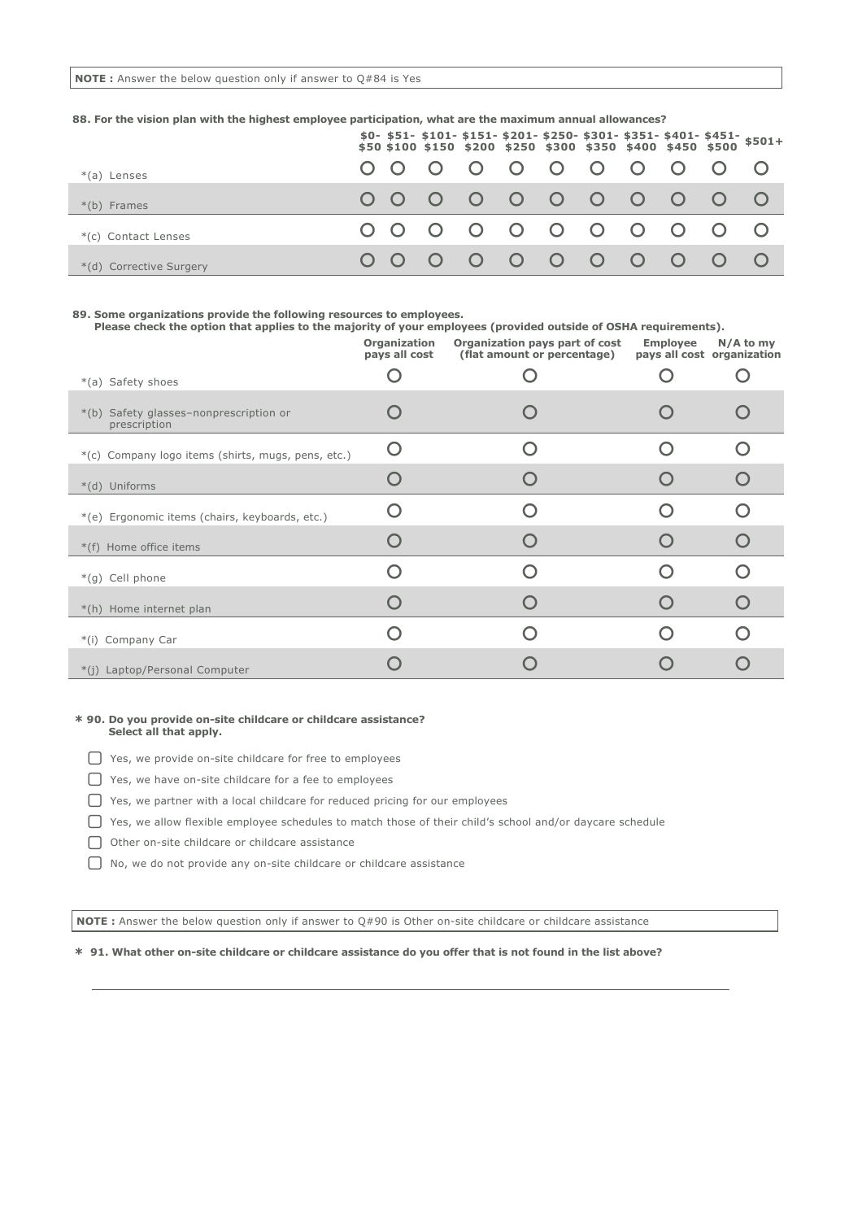**NOTE :** Answer the below question only if answer to Q#84 is Yes

**88. For the vision plan with the highest employee participation, what are the maximum annual allowances?**

| | $0-$50 | $51-$100 | $101-$150 | $151-$200 | $201-$250 | $250-$300 | $301-$350 | $351-$400 | $401-$450 | $451-$500 | $501+ |
|---|---|---|---|---|---|---|---|---|---|---|---|
| *(a) Lenses | ○ | ○ | ○ | ○ | ○ | ○ | ○ | ○ | ○ | ○ | ○ |
| *(b) Frames | ○ | ○ | ○ | ○ | ○ | ○ | ○ | ○ | ○ | ○ | ○ |
| *(c) Contact Lenses | ○ | ○ | ○ | ○ | ○ | ○ | ○ | ○ | ○ | ○ | ○ |
| *(d) Corrective Surgery | ○ | ○ | ○ | ○ | ○ | ○ | ○ | ○ | ○ | ○ | ○ |

**89. Some organizations provide the following resources to employees.**
**Please check the option that applies to the majority of your employees (provided outside of OSHA requirements).**

| | Organization pays all cost | Organization pays part of cost (flat amount or percentage) | Employee pays all cost | N/A to my organization |
|---|---|---|---|---|
| *(a) Safety shoes | ○ | ○ | ○ | ○ |
| *(b) Safety glasses–nonprescription or prescription | ○ | ○ | ○ | ○ |
| *(c) Company logo items (shirts, mugs, pens, etc.) | ○ | ○ | ○ | ○ |
| *(d) Uniforms | ○ | ○ | ○ | ○ |
| *(e) Ergonomic items (chairs, keyboards, etc.) | ○ | ○ | ○ | ○ |
| *(f) Home office items | ○ | ○ | ○ | ○ |
| *(g) Cell phone | ○ | ○ | ○ | ○ |
| *(h) Home internet plan | ○ | ○ | ○ | ○ |
| *(i) Company Car | ○ | ○ | ○ | ○ |
| *(j) Laptop/Personal Computer | ○ | ○ | ○ | ○ |

**\* 90. Do you provide on-site childcare or childcare assistance?**
**Select all that apply.**

- ☐ Yes, we provide on-site childcare for free to employees
- ☐ Yes, we have on-site childcare for a fee to employees
- ☐ Yes, we partner with a local childcare for reduced pricing for our employees
- ☐ Yes, we allow flexible employee schedules to match those of their child's school and/or daycare schedule
- ☐ Other on-site childcare or childcare assistance
- ☐ No, we do not provide any on-site childcare or childcare assistance

**NOTE :** Answer the below question only if answer to Q#90 is Other on-site childcare or childcare assistance

**\* 91. What other on-site childcare or childcare assistance do you offer that is not found in the list above?**

\_\_\_\_\_\_\_\_\_\_\_\_\_\_\_\_\_\_\_\_\_\_\_\_\_\_\_\_\_\_\_\_\_\_\_\_\_\_\_\_\_\_\_\_\_\_\_\_\_\_\_\_\_\_\_\_\_\_\_\_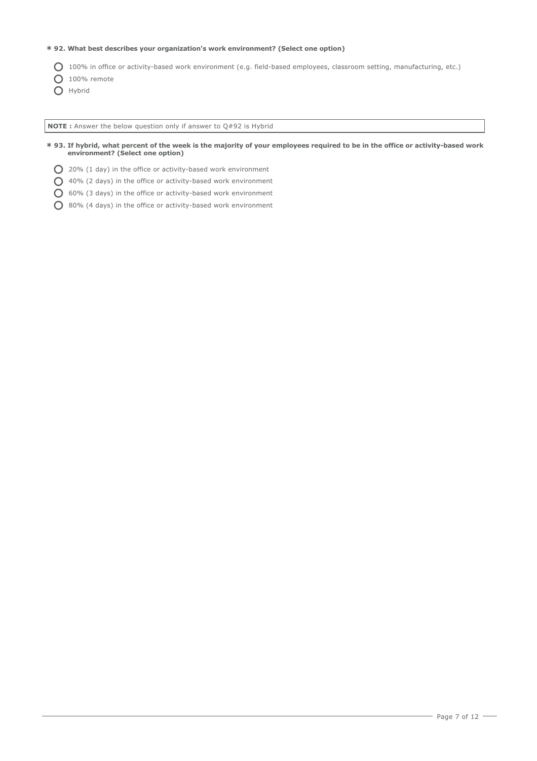**\* 92. What best describes your organization's work environment? (Select one option)**

- ○ 100% in office or activity-based work environment (e.g. field-based employees, classroom setting, manufacturing, etc.)
- ○ 100% remote
- ○ Hybrid

**NOTE :** Answer the below question only if answer to Q#92 is Hybrid

**\* 93. If hybrid, what percent of the week is the majority of your employees required to be in the office or activity-based work environment? (Select one option)**

- ○ 20% (1 day) in the office or activity-based work environment
- ○ 40% (2 days) in the office or activity-based work environment
- ○ 60% (3 days) in the office or activity-based work environment
- ○ 80% (4 days) in the office or activity-based work environment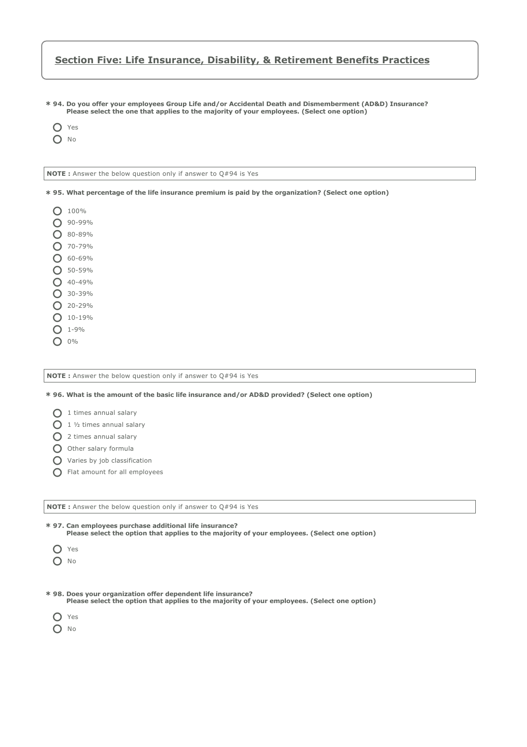## Section Five: Life Insurance, Disability, & Retirement Benefits Practices

**\* 94. Do you offer your employees Group Life and/or Accidental Death and Dismemberment (AD&D) Insurance?**
**Please select the one that applies to the majority of your employees. (Select one option)**

- Yes
- No

**NOTE :** Answer the below question only if answer to Q#94 is Yes

**\* 95. What percentage of the life insurance premium is paid by the organization? (Select one option)**

- 100%
- 90-99%
- 80-89%
- 70-79%
- 60-69%
- 50-59%
- 40-49%
- 30-39%
- 20-29%
- 10-19%
- 1-9%
- 0%

**NOTE :** Answer the below question only if answer to Q#94 is Yes

**\* 96. What is the amount of the basic life insurance and/or AD&D provided? (Select one option)**

- 1 times annual salary
- 1 ½ times annual salary
- 2 times annual salary
- Other salary formula
- Varies by job classification
- Flat amount for all employees

**NOTE :** Answer the below question only if answer to Q#94 is Yes

**\* 97. Can employees purchase additional life insurance?**
**Please select the option that applies to the majority of your employees. (Select one option)**

- Yes
- No

**\* 98. Does your organization offer dependent life insurance?**
**Please select the option that applies to the majority of your employees. (Select one option)**

- Yes
- No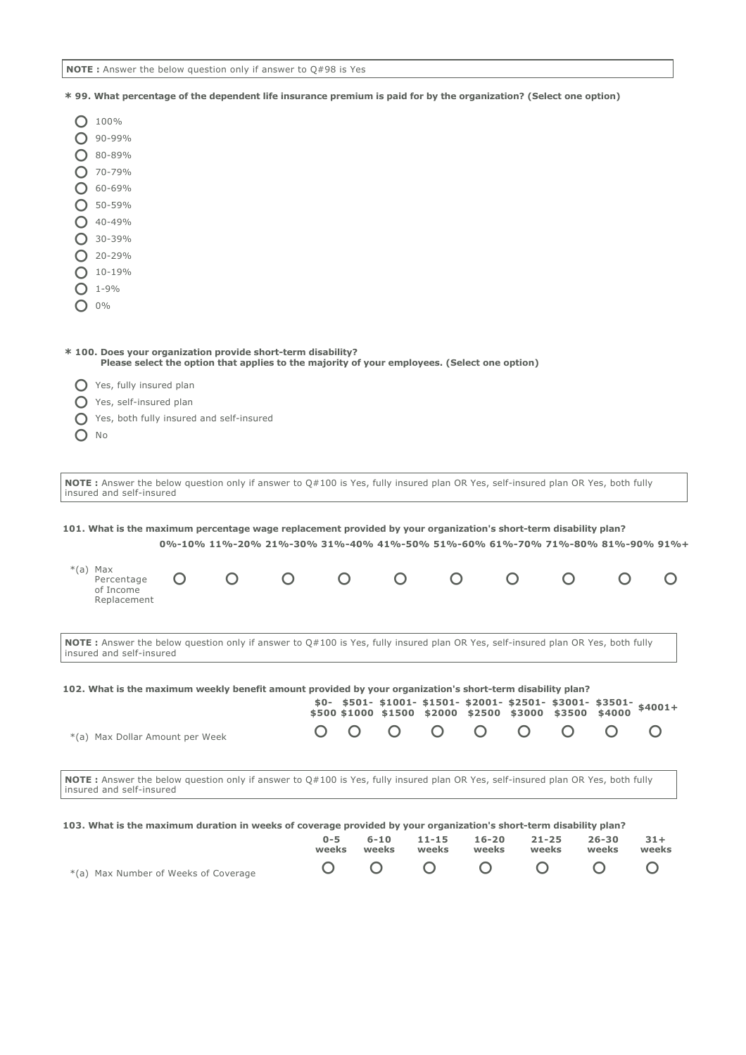**NOTE :** Answer the below question only if answer to Q#98 is Yes

**\* 99. What percentage of the dependent life insurance premium is paid for by the organization? (Select one option)**

- ○ 100%
- ○ 90-99%
- ○ 80-89%
- ○ 70-79%
- ○ 60-69%
- ○ 50-59%
- ○ 40-49%
- ○ 30-39%
- ○ 20-29%
- ○ 10-19%
- ○ 1-9%
- ○ 0%

**\* 100. Does your organization provide short-term disability?**
**Please select the option that applies to the majority of your employees. (Select one option)**

- ○ Yes, fully insured plan
- ○ Yes, self-insured plan
- ○ Yes, both fully insured and self-insured
- ○ No

**NOTE :** Answer the below question only if answer to Q#100 is Yes, fully insured plan OR Yes, self-insured plan OR Yes, both fully insured and self-insured

**101. What is the maximum percentage wage replacement provided by your organization's short-term disability plan?**

| | 0%-10% | 11%-20% | 21%-30% | 31%-40% | 41%-50% | 51%-60% | 61%-70% | 71%-80% | 81%-90% | 91%+ |
|---|---|---|---|---|---|---|---|---|---|---|
| *(a) Max Percentage of Income Replacement | ○ | ○ | ○ | ○ | ○ | ○ | ○ | ○ | ○ | ○ |

**NOTE :** Answer the below question only if answer to Q#100 is Yes, fully insured plan OR Yes, self-insured plan OR Yes, both fully insured and self-insured

**102. What is the maximum weekly benefit amount provided by your organization's short-term disability plan?**

| | $0-$500 | $501-$1000 | $1001-$1500 | $1501-$2000 | $2001-$2500 | $2501-$3000 | $3001-$3500 | $3501-$4000 | $4001+ |
|---|---|---|---|---|---|---|---|---|---|
| *(a) Max Dollar Amount per Week | ○ | ○ | ○ | ○ | ○ | ○ | ○ | ○ | ○ |

**NOTE :** Answer the below question only if answer to Q#100 is Yes, fully insured plan OR Yes, self-insured plan OR Yes, both fully insured and self-insured

**103. What is the maximum duration in weeks of coverage provided by your organization's short-term disability plan?**

| | 0-5 weeks | 6-10 weeks | 11-15 weeks | 16-20 weeks | 21-25 weeks | 26-30 weeks | 31+ weeks |
|---|---|---|---|---|---|---|---|
| *(a) Max Number of Weeks of Coverage | ○ | ○ | ○ | ○ | ○ | ○ | ○ |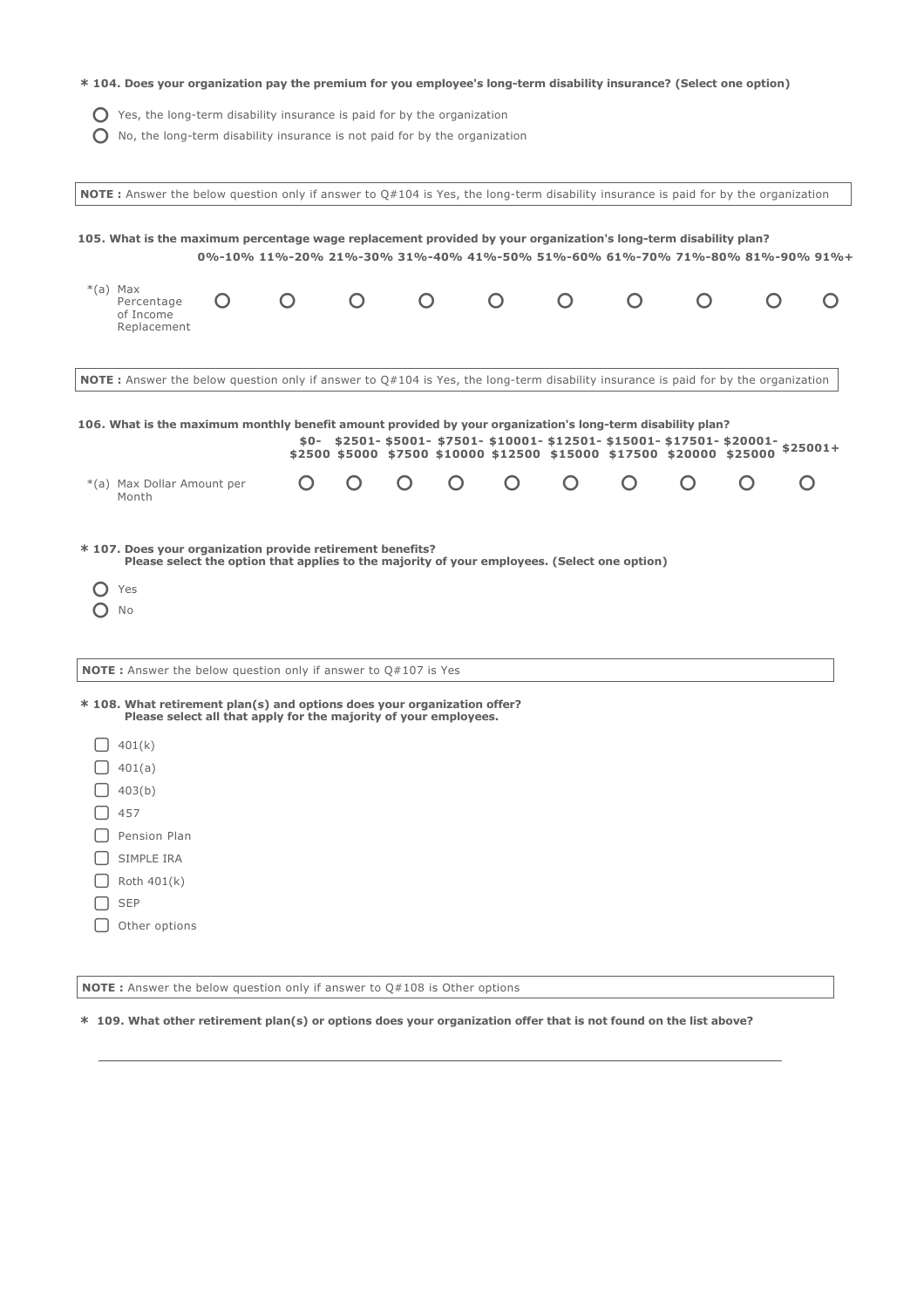**\* 104. Does your organization pay the premium for you employee's long-term disability insurance? (Select one option)**

- ○ Yes, the long-term disability insurance is paid for by the organization
- ○ No, the long-term disability insurance is not paid for by the organization

**NOTE :** Answer the below question only if answer to Q#104 is Yes, the long-term disability insurance is paid for by the organization

**105. What is the maximum percentage wage replacement provided by your organization's long-term disability plan?**

| | 0%-10% | 11%-20% | 21%-30% | 31%-40% | 41%-50% | 51%-60% | 61%-70% | 71%-80% | 81%-90% | 91%+ |
|---|---|---|---|---|---|---|---|---|---|---|
| *(a) Max Percentage of Income Replacement | ○ | ○ | ○ | ○ | ○ | ○ | ○ | ○ | ○ | ○ |

**NOTE :** Answer the below question only if answer to Q#104 is Yes, the long-term disability insurance is paid for by the organization

**106. What is the maximum monthly benefit amount provided by your organization's long-term disability plan?**

| | $0-$2500 | $2501-$5000 | $5001-$7500 | $7501-$10000 | $10001-$12500 | $12501-$15000 | $15001-$17500 | $17501-$20000 | $20001-$25000 | $25001+ |
|---|---|---|---|---|---|---|---|---|---|---|
| *(a) Max Dollar Amount per Month | ○ | ○ | ○ | ○ | ○ | ○ | ○ | ○ | ○ | ○ |

**\* 107. Does your organization provide retirement benefits?**
**Please select the option that applies to the majority of your employees. (Select one option)**

- ○ Yes
- ○ No

**NOTE :** Answer the below question only if answer to Q#107 is Yes

**\* 108. What retirement plan(s) and options does your organization offer?**
**Please select all that apply for the majority of your employees.**

- ☐ 401(k)
- ☐ 401(a)
- ☐ 403(b)
- ☐ 457
- ☐ Pension Plan
- ☐ SIMPLE IRA
- ☐ Roth 401(k)
- ☐ SEP
- ☐ Other options

**NOTE :** Answer the below question only if answer to Q#108 is Other options

**\* 109. What other retirement plan(s) or options does your organization offer that is not found on the list above?**

\_\_\_\_\_\_\_\_\_\_\_\_\_\_\_\_\_\_\_\_\_\_\_\_\_\_\_\_\_\_\_\_\_\_\_\_\_\_\_\_\_\_\_\_\_\_\_\_\_\_\_\_\_\_\_\_\_\_\_\_\_\_\_\_\_\_\_\_\_\_\_\_\_\_\_\_\_\_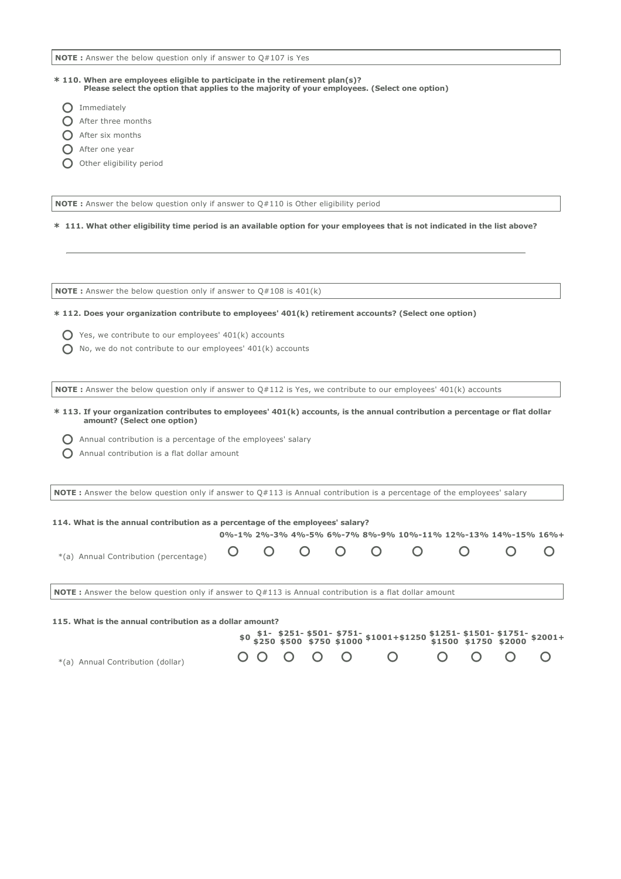**NOTE :** Answer the below question only if answer to Q#107 is Yes

**\* 110. When are employees eligible to participate in the retirement plan(s)? Please select the option that applies to the majority of your employees. (Select one option)**

- ○ Immediately
- ○ After three months
- ○ After six months
- ○ After one year
- ○ Other eligibility period

**NOTE :** Answer the below question only if answer to Q#110 is Other eligibility period

**\* 111. What other eligibility time period is an available option for your employees that is not indicated in the list above?**

\_\_\_\_\_\_\_\_\_\_\_\_\_\_\_\_\_\_\_\_\_\_\_\_\_\_\_\_\_\_\_\_\_\_\_\_\_\_\_\_\_\_\_\_\_\_\_\_\_\_\_\_\_\_\_\_\_\_\_\_

**NOTE :** Answer the below question only if answer to Q#108 is 401(k)

**\* 112. Does your organization contribute to employees' 401(k) retirement accounts? (Select one option)**

- ○ Yes, we contribute to our employees' 401(k) accounts
- ○ No, we do not contribute to our employees' 401(k) accounts

**NOTE :** Answer the below question only if answer to Q#112 is Yes, we contribute to our employees' 401(k) accounts

**\* 113. If your organization contributes to employees' 401(k) accounts, is the annual contribution a percentage or flat dollar amount? (Select one option)**

- ○ Annual contribution is a percentage of the employees' salary
- ○ Annual contribution is a flat dollar amount

**NOTE :** Answer the below question only if answer to Q#113 is Annual contribution is a percentage of the employees' salary

**114. What is the annual contribution as a percentage of the employees' salary?**

| | 0%-1% | 2%-3% | 4%-5% | 6%-7% | 8%-9% | 10%-11% | 12%-13% | 14%-15% | 16%+ |
|---|---|---|---|---|---|---|---|---|---|
| \*(a) Annual Contribution (percentage) | ○ | ○ | ○ | ○ | ○ | ○ | ○ | ○ | ○ |

**NOTE :** Answer the below question only if answer to Q#113 is Annual contribution is a flat dollar amount

**115. What is the annual contribution as a dollar amount?**

| | $0 | $1- $250 | $251- $500 | $501- $750 | $751- $1000 | $1001+$1250 | $1251- $1500 | $1501- $1750 | $1751- $2000 | $2001+ |
|---|---|---|---|---|---|---|---|---|---|---|
| \*(a) Annual Contribution (dollar) | ○ | ○ | ○ | ○ | ○ | ○ | ○ | ○ | ○ | ○ |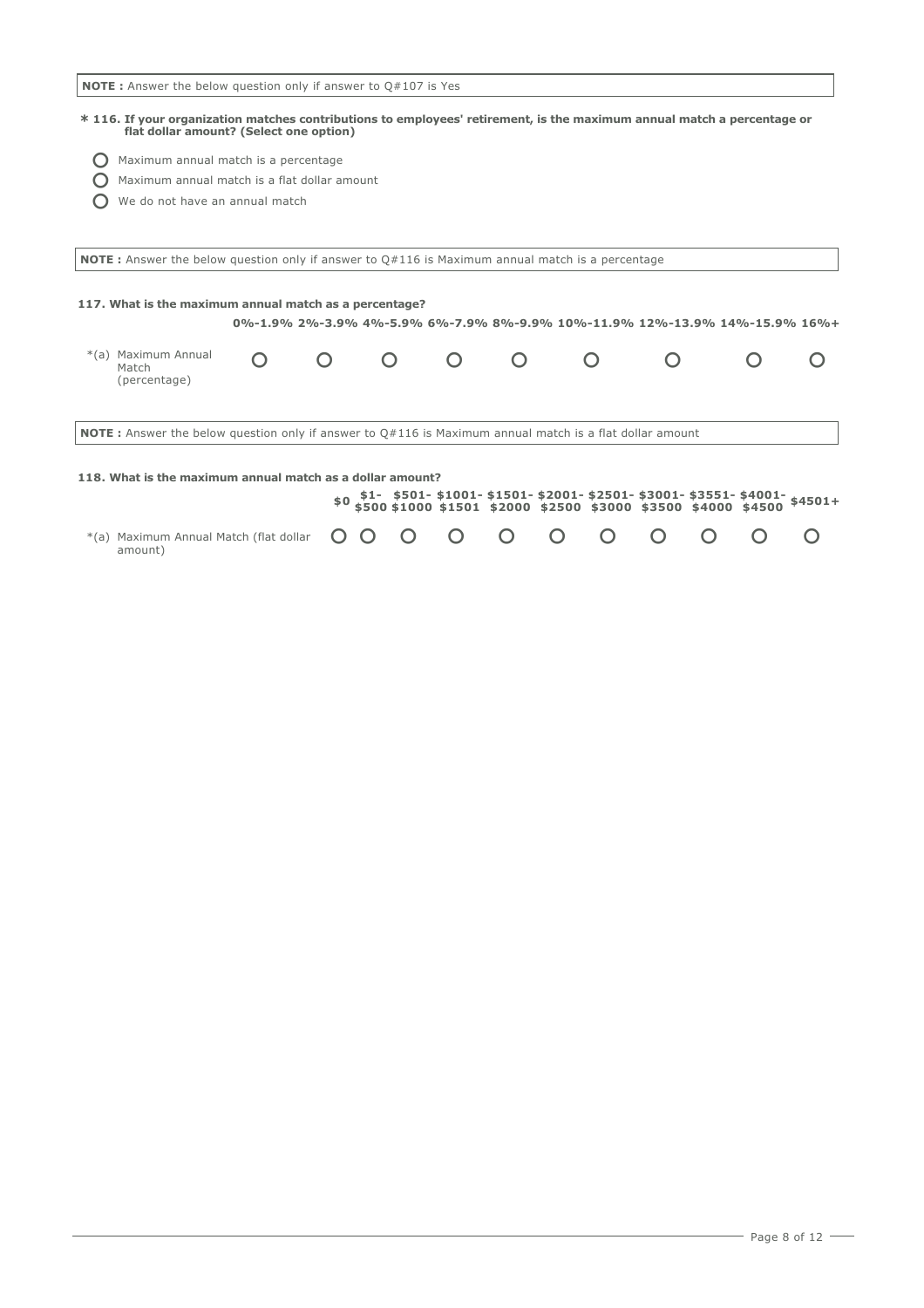**NOTE :** Answer the below question only if answer to Q#107 is Yes

**\* 116. If your organization matches contributions to employees' retirement, is the maximum annual match a percentage or flat dollar amount? (Select one option)**

- ◯ Maximum annual match is a percentage
- ◯ Maximum annual match is a flat dollar amount
- ◯ We do not have an annual match

**NOTE :** Answer the below question only if answer to Q#116 is Maximum annual match is a percentage

**117. What is the maximum annual match as a percentage?**

| | 0%-1.9% | 2%-3.9% | 4%-5.9% | 6%-7.9% | 8%-9.9% | 10%-11.9% | 12%-13.9% | 14%-15.9% | 16%+ |
|---|---|---|---|---|---|---|---|---|---|
| *(a) Maximum Annual Match (percentage) | ◯ | ◯ | ◯ | ◯ | ◯ | ◯ | ◯ | ◯ | ◯ |

**NOTE :** Answer the below question only if answer to Q#116 is Maximum annual match is a flat dollar amount

**118. What is the maximum annual match as a dollar amount?**

| | $0 | $1-$500 | $501-$1000 | $1001-$1501 | $1501-$2000 | $2001-$2500 | $2501-$3000 | $3001-$3500 | $3551-$4000 | $4001-$4500 | $4501+ |
|---|---|---|---|---|---|---|---|---|---|---|---|
| *(a) Maximum Annual Match (flat dollar amount) | ◯ | ◯ | ◯ | ◯ | ◯ | ◯ | ◯ | ◯ | ◯ | ◯ | ◯ |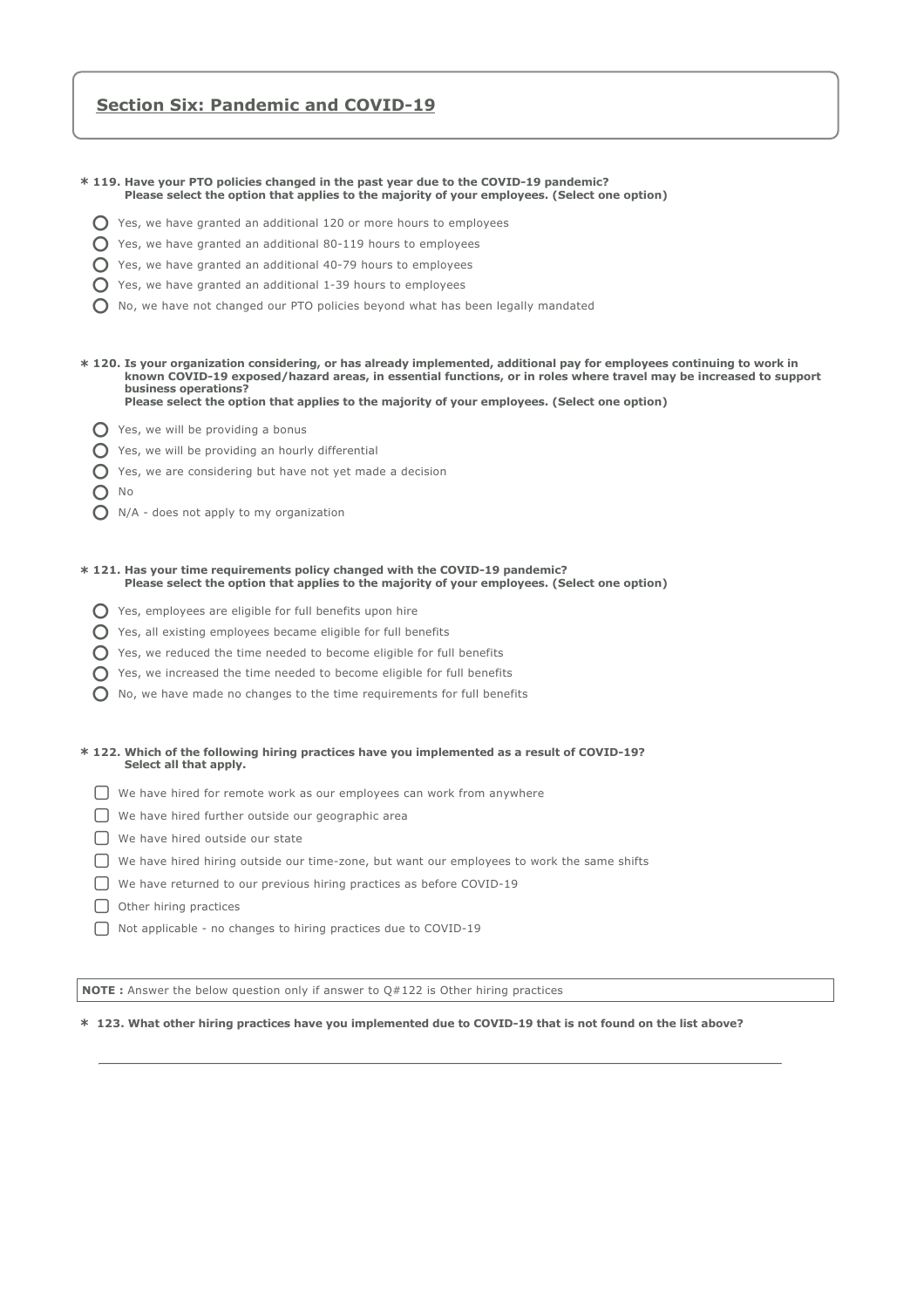## Section Six: Pandemic and COVID-19

**\* 119. Have your PTO policies changed in the past year due to the COVID-19 pandemic?**
**Please select the option that applies to the majority of your employees. (Select one option)**

- ○ Yes, we have granted an additional 120 or more hours to employees
- ○ Yes, we have granted an additional 80-119 hours to employees
- ○ Yes, we have granted an additional 40-79 hours to employees
- ○ Yes, we have granted an additional 1-39 hours to employees
- ○ No, we have not changed our PTO policies beyond what has been legally mandated

**\* 120. Is your organization considering, or has already implemented, additional pay for employees continuing to work in known COVID-19 exposed/hazard areas, in essential functions, or in roles where travel may be increased to support business operations?**
**Please select the option that applies to the majority of your employees. (Select one option)**

- ○ Yes, we will be providing a bonus
- ○ Yes, we will be providing an hourly differential
- ○ Yes, we are considering but have not yet made a decision
- ○ No
- ○ N/A - does not apply to my organization

**\* 121. Has your time requirements policy changed with the COVID-19 pandemic?**
**Please select the option that applies to the majority of your employees. (Select one option)**

- ○ Yes, employees are eligible for full benefits upon hire
- ○ Yes, all existing employees became eligible for full benefits
- ○ Yes, we reduced the time needed to become eligible for full benefits
- ○ Yes, we increased the time needed to become eligible for full benefits
- ○ No, we have made no changes to the time requirements for full benefits

**\* 122. Which of the following hiring practices have you implemented as a result of COVID-19?**
**Select all that apply.**

- ☐ We have hired for remote work as our employees can work from anywhere
- ☐ We have hired further outside our geographic area
- ☐ We have hired outside our state
- ☐ We have hired hiring outside our time-zone, but want our employees to work the same shifts
- ☐ We have returned to our previous hiring practices as before COVID-19
- ☐ Other hiring practices
- ☐ Not applicable - no changes to hiring practices due to COVID-19

**NOTE :** Answer the below question only if answer to Q#122 is Other hiring practices

**\* 123. What other hiring practices have you implemented due to COVID-19 that is not found on the list above?**

\_\_\_\_\_\_\_\_\_\_\_\_\_\_\_\_\_\_\_\_\_\_\_\_\_\_\_\_\_\_\_\_\_\_\_\_\_\_\_\_\_\_\_\_\_\_\_\_\_\_\_\_\_\_\_\_\_\_\_\_\_\_\_\_\_\_\_\_\_\_\_\_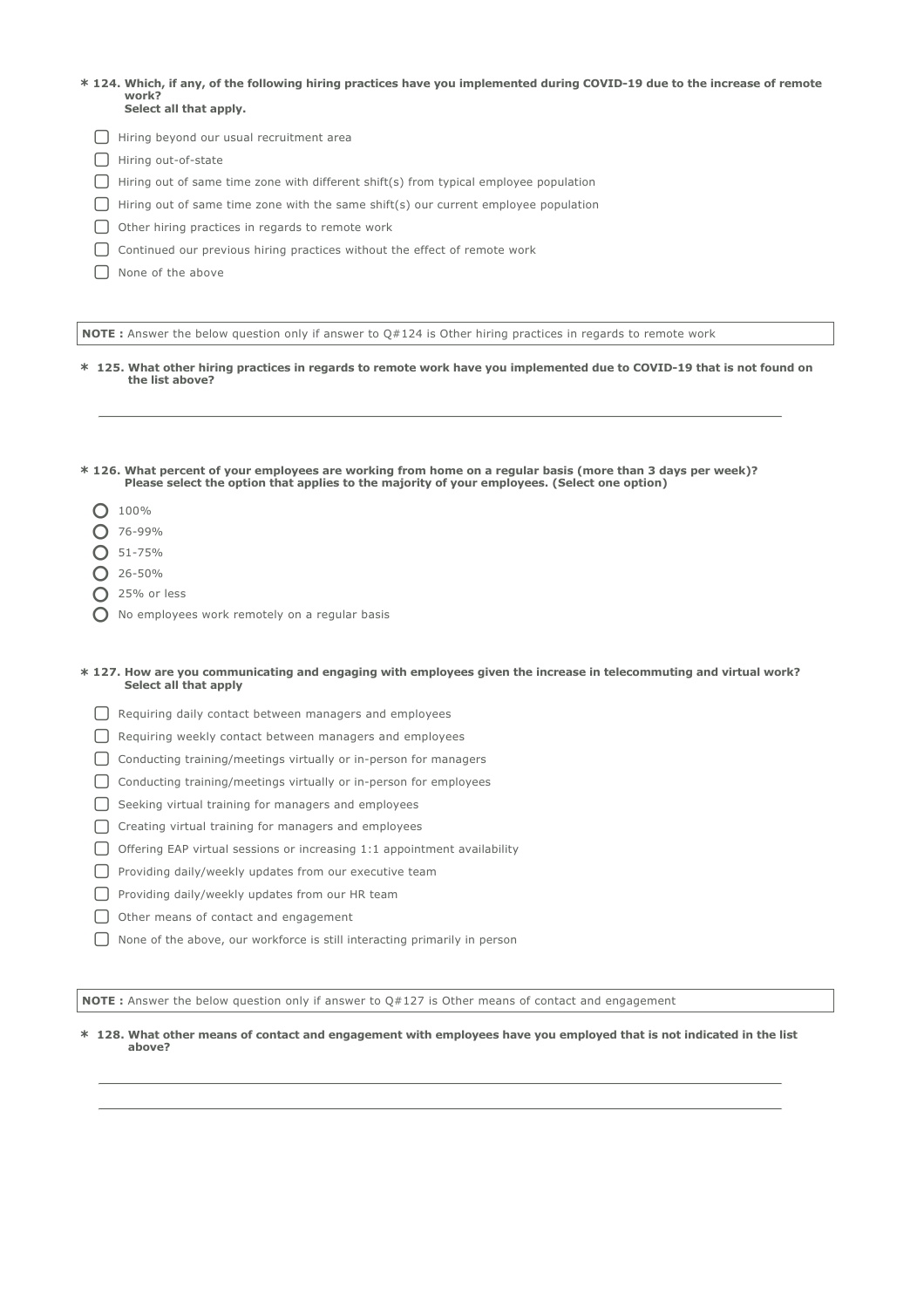**\* 124. Which, if any, of the following hiring practices have you implemented during COVID-19 due to the increase of remote work?**
**Select all that apply.**

- [ ] Hiring beyond our usual recruitment area
- [ ] Hiring out-of-state
- [ ] Hiring out of same time zone with different shift(s) from typical employee population
- [ ] Hiring out of same time zone with the same shift(s) our current employee population
- [ ] Other hiring practices in regards to remote work
- [ ] Continued our previous hiring practices without the effect of remote work
- [ ] None of the above

**NOTE :** Answer the below question only if answer to Q#124 is Other hiring practices in regards to remote work

**\* 125. What other hiring practices in regards to remote work have you implemented due to COVID-19 that is not found on the list above?**

\_\_\_\_\_\_\_\_\_\_\_\_\_\_\_\_\_\_\_\_\_\_\_\_\_\_\_\_\_\_\_\_\_\_\_\_\_\_\_\_\_\_\_\_\_\_\_\_\_\_\_\_\_\_\_\_

**\* 126. What percent of your employees are working from home on a regular basis (more than 3 days per week)?**
**Please select the option that applies to the majority of your employees. (Select one option)**

- ○ 100%
- ○ 76-99%
- ○ 51-75%
- ○ 26-50%
- ○ 25% or less
- ○ No employees work remotely on a regular basis

**\* 127. How are you communicating and engaging with employees given the increase in telecommuting and virtual work?**
**Select all that apply**

- [ ] Requiring daily contact between managers and employees
- [ ] Requiring weekly contact between managers and employees
- [ ] Conducting training/meetings virtually or in-person for managers
- [ ] Conducting training/meetings virtually or in-person for employees
- [ ] Seeking virtual training for managers and employees
- [ ] Creating virtual training for managers and employees
- [ ] Offering EAP virtual sessions or increasing 1:1 appointment availability
- [ ] Providing daily/weekly updates from our executive team
- [ ] Providing daily/weekly updates from our HR team
- [ ] Other means of contact and engagement
- [ ] None of the above, our workforce is still interacting primarily in person

**NOTE :** Answer the below question only if answer to Q#127 is Other means of contact and engagement

**\* 128. What other means of contact and engagement with employees have you employed that is not indicated in the list above?**

\_\_\_\_\_\_\_\_\_\_\_\_\_\_\_\_\_\_\_\_\_\_\_\_\_\_\_\_\_\_\_\_\_\_\_\_\_\_\_\_\_\_\_\_\_\_\_\_\_\_\_\_\_\_\_\_

\_\_\_\_\_\_\_\_\_\_\_\_\_\_\_\_\_\_\_\_\_\_\_\_\_\_\_\_\_\_\_\_\_\_\_\_\_\_\_\_\_\_\_\_\_\_\_\_\_\_\_\_\_\_\_\_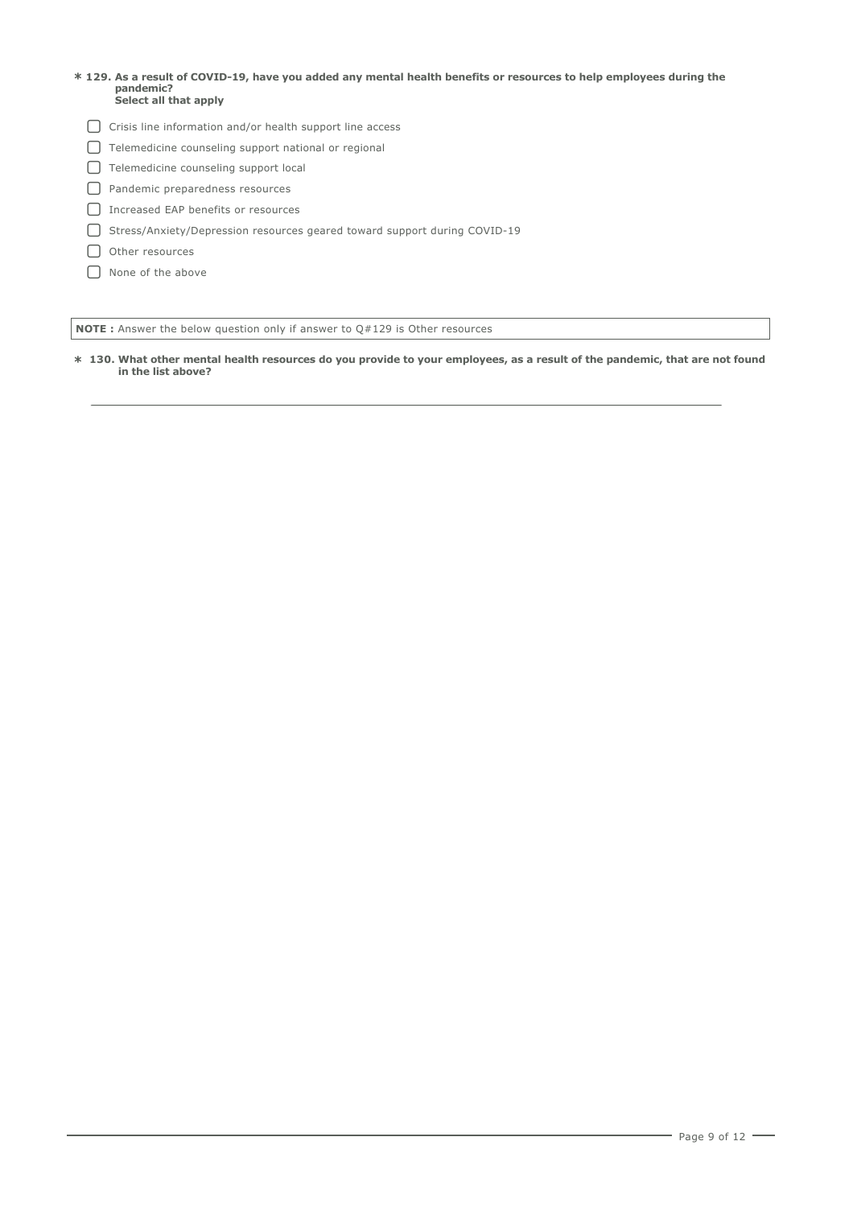**\* 129. As a result of COVID-19, have you added any mental health benefits or resources to help employees during the pandemic?**
**Select all that apply**

- [ ] Crisis line information and/or health support line access
- [ ] Telemedicine counseling support national or regional
- [ ] Telemedicine counseling support local
- [ ] Pandemic preparedness resources
- [ ] Increased EAP benefits or resources
- [ ] Stress/Anxiety/Depression resources geared toward support during COVID-19
- [ ] Other resources
- [ ] None of the above

**NOTE :** Answer the below question only if answer to Q#129 is Other resources

**\* 130. What other mental health resources do you provide to your employees, as a result of the pandemic, that are not found in the list above?**

\_\_\_\_\_\_\_\_\_\_\_\_\_\_\_\_\_\_\_\_\_\_\_\_\_\_\_\_\_\_\_\_\_\_\_\_\_\_\_\_\_\_\_\_\_\_\_\_\_\_\_\_\_\_\_\_\_\_\_\_\_\_\_\_\_\_\_\_\_\_\_\_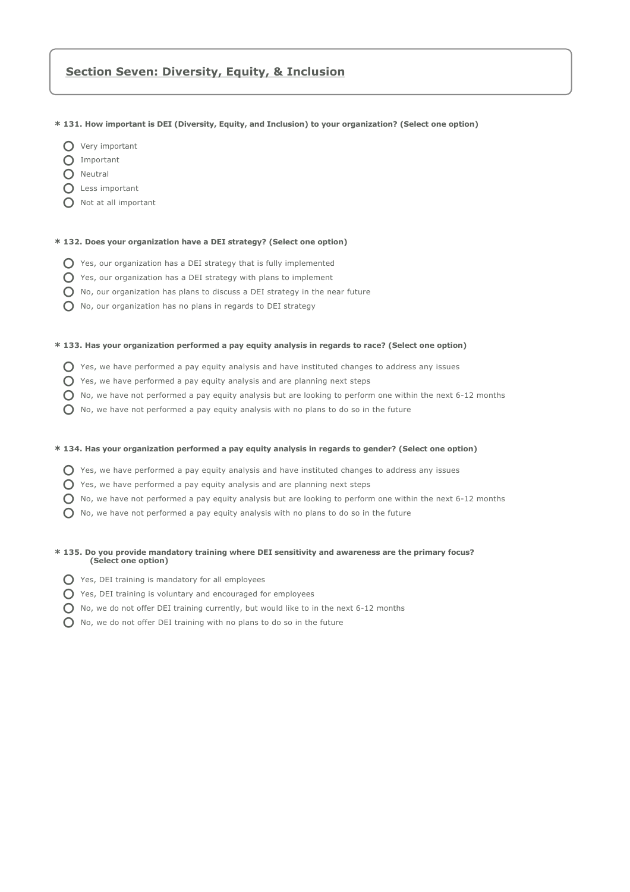## Section Seven: Diversity, Equity, & Inclusion

**\* 131. How important is DEI (Diversity, Equity, and Inclusion) to your organization? (Select one option)**

- Very important
- Important
- Neutral
- Less important
- Not at all important

**\* 132. Does your organization have a DEI strategy? (Select one option)**

- Yes, our organization has a DEI strategy that is fully implemented
- Yes, our organization has a DEI strategy with plans to implement
- No, our organization has plans to discuss a DEI strategy in the near future
- No, our organization has no plans in regards to DEI strategy

**\* 133. Has your organization performed a pay equity analysis in regards to race? (Select one option)**

- Yes, we have performed a pay equity analysis and have instituted changes to address any issues
- Yes, we have performed a pay equity analysis and are planning next steps
- No, we have not performed a pay equity analysis but are looking to perform one within the next 6-12 months
- No, we have not performed a pay equity analysis with no plans to do so in the future

**\* 134. Has your organization performed a pay equity analysis in regards to gender? (Select one option)**

- Yes, we have performed a pay equity analysis and have instituted changes to address any issues
- Yes, we have performed a pay equity analysis and are planning next steps
- No, we have not performed a pay equity analysis but are looking to perform one within the next 6-12 months
- No, we have not performed a pay equity analysis with no plans to do so in the future

**\* 135. Do you provide mandatory training where DEI sensitivity and awareness are the primary focus? (Select one option)**

- Yes, DEI training is mandatory for all employees
- Yes, DEI training is voluntary and encouraged for employees
- No, we do not offer DEI training currently, but would like to in the next 6-12 months
- No, we do not offer DEI training with no plans to do so in the future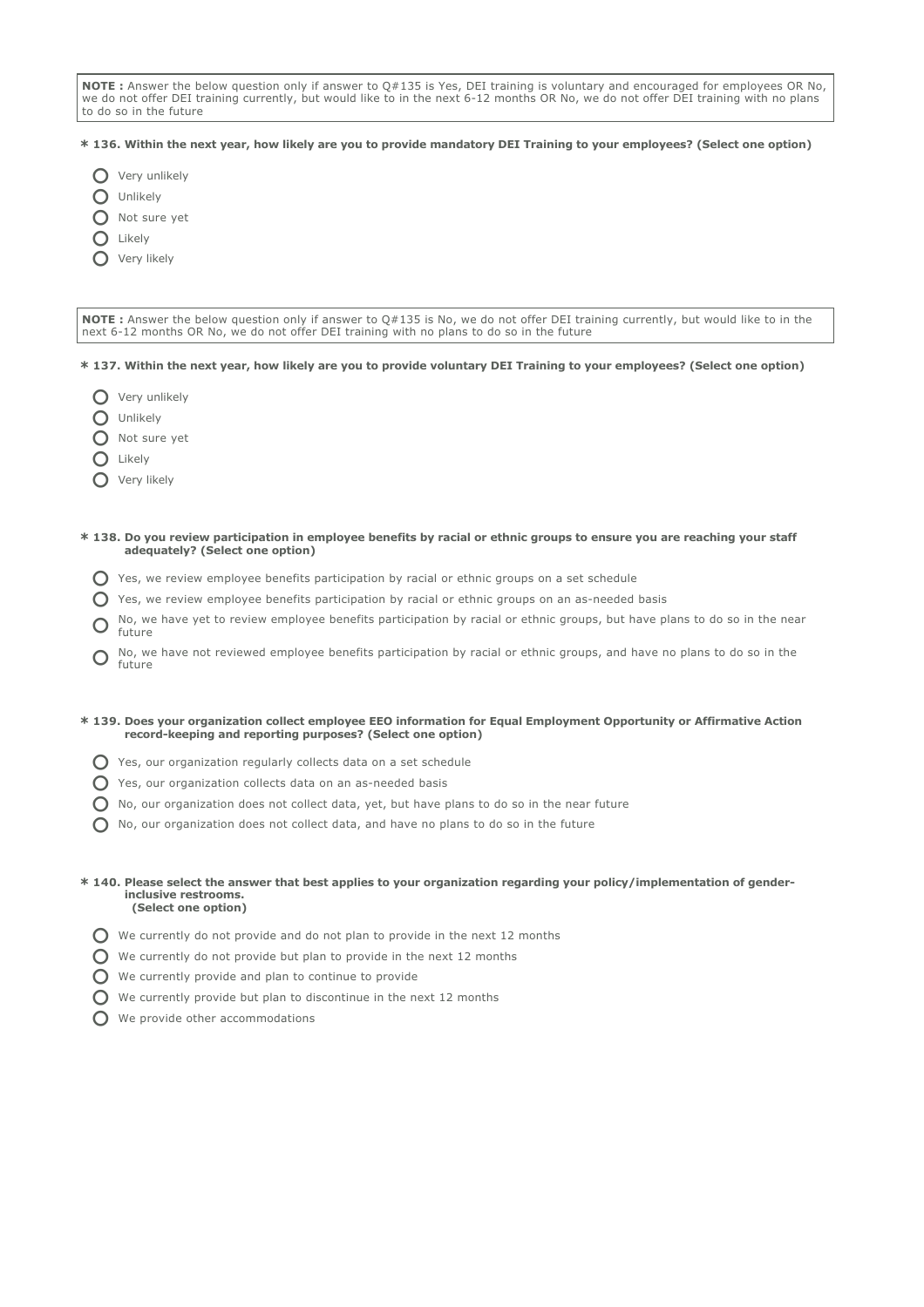**NOTE :** Answer the below question only if answer to Q#135 is Yes, DEI training is voluntary and encouraged for employees OR No, we do not offer DEI training currently, but would like to in the next 6-12 months OR No, we do not offer DEI training with no plans to do so in the future

**\* 136. Within the next year, how likely are you to provide mandatory DEI Training to your employees? (Select one option)**

- Very unlikely
- Unlikely
- Not sure yet
- Likely
- Very likely

**NOTE :** Answer the below question only if answer to Q#135 is No, we do not offer DEI training currently, but would like to in the next 6-12 months OR No, we do not offer DEI training with no plans to do so in the future

**\* 137. Within the next year, how likely are you to provide voluntary DEI Training to your employees? (Select one option)**

- Very unlikely
- Unlikely
- Not sure yet
- Likely
- Very likely

**\* 138. Do you review participation in employee benefits by racial or ethnic groups to ensure you are reaching your staff adequately? (Select one option)**

- Yes, we review employee benefits participation by racial or ethnic groups on a set schedule
- Yes, we review employee benefits participation by racial or ethnic groups on an as-needed basis
- No, we have yet to review employee benefits participation by racial or ethnic groups, but have plans to do so in the near future
- No, we have not reviewed employee benefits participation by racial or ethnic groups, and have no plans to do so in the future

**\* 139. Does your organization collect employee EEO information for Equal Employment Opportunity or Affirmative Action record-keeping and reporting purposes? (Select one option)**

- Yes, our organization regularly collects data on a set schedule
- Yes, our organization collects data on an as-needed basis
- No, our organization does not collect data, yet, but have plans to do so in the near future
- No, our organization does not collect data, and have no plans to do so in the future

**\* 140. Please select the answer that best applies to your organization regarding your policy/implementation of gender-inclusive restrooms. (Select one option)**

- We currently do not provide and do not plan to provide in the next 12 months
- We currently do not provide but plan to provide in the next 12 months
- We currently provide and plan to continue to provide
- We currently provide but plan to discontinue in the next 12 months
- We provide other accommodations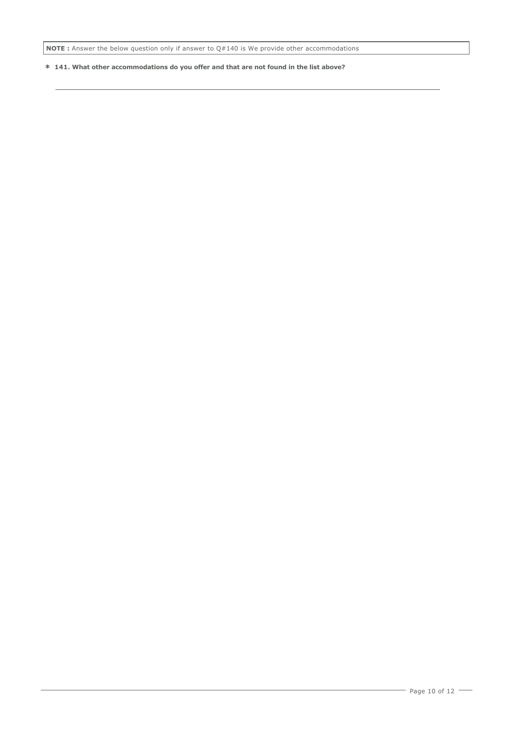**NOTE :** Answer the below question only if answer to Q#140 is We provide other accommodations

**\* 141. What other accommodations do you offer and that are not found in the list above?**

___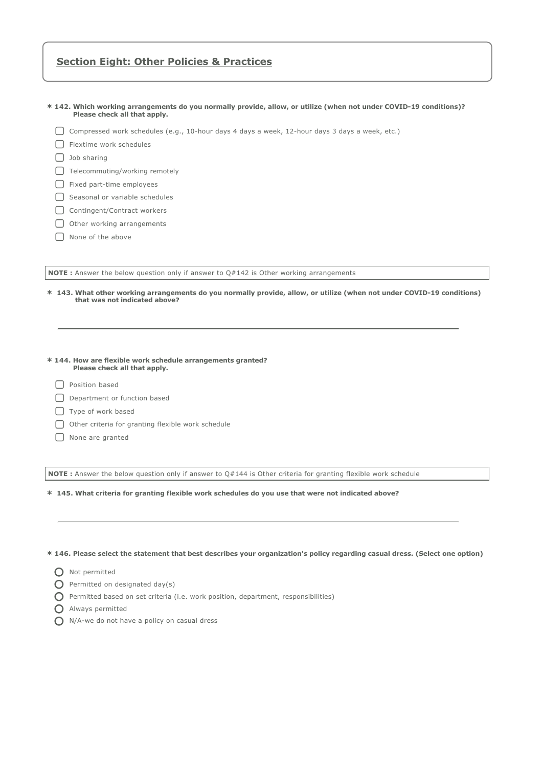## Section Eight: Other Policies & Practices

**\* 142. Which working arrangements do you normally provide, allow, or utilize (when not under COVID-19 conditions)? Please check all that apply.**

- ☐ Compressed work schedules (e.g., 10-hour days 4 days a week, 12-hour days 3 days a week, etc.)
- ☐ Flextime work schedules
- ☐ Job sharing
- ☐ Telecommuting/working remotely
- ☐ Fixed part-time employees
- ☐ Seasonal or variable schedules
- ☐ Contingent/Contract workers
- ☐ Other working arrangements
- ☐ None of the above

**NOTE :** Answer the below question only if answer to Q#142 is Other working arrangements

**\* 143. What other working arrangements do you normally provide, allow, or utilize (when not under COVID-19 conditions) that was not indicated above?**

______________________________________________

**\* 144. How are flexible work schedule arrangements granted? Please check all that apply.**

- ☐ Position based
- ☐ Department or function based
- ☐ Type of work based
- ☐ Other criteria for granting flexible work schedule
- ☐ None are granted

**NOTE :** Answer the below question only if answer to Q#144 is Other criteria for granting flexible work schedule

**\* 145. What criteria for granting flexible work schedules do you use that were not indicated above?**

______________________________________________

**\* 146. Please select the statement that best describes your organization's policy regarding casual dress. (Select one option)**

- ○ Not permitted
- ○ Permitted on designated day(s)
- ○ Permitted based on set criteria (i.e. work position, department, responsibilities)
- ○ Always permitted
- ○ N/A-we do not have a policy on casual dress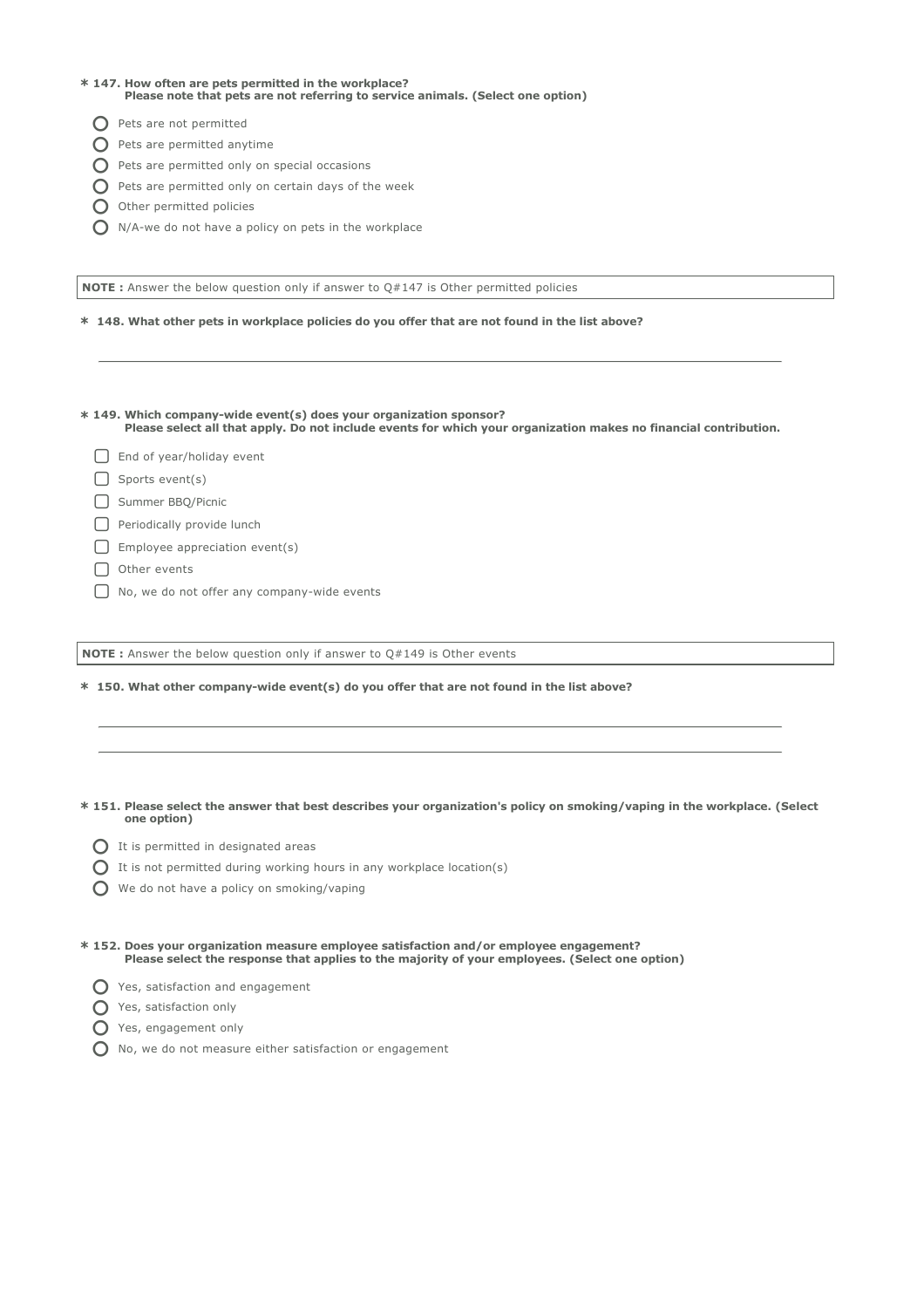**\* 147. How often are pets permitted in the workplace?**
**Please note that pets are not referring to service animals. (Select one option)**

- ○ Pets are not permitted
- ○ Pets are permitted anytime
- ○ Pets are permitted only on special occasions
- ○ Pets are permitted only on certain days of the week
- ○ Other permitted policies
- ○ N/A-we do not have a policy on pets in the workplace

**NOTE :** Answer the below question only if answer to Q#147 is Other permitted policies

**\* 148. What other pets in workplace policies do you offer that are not found in the list above?**

______________________________________________________________________

**\* 149. Which company-wide event(s) does your organization sponsor?**
**Please select all that apply. Do not include events for which your organization makes no financial contribution.**

- ☐ End of year/holiday event
- ☐ Sports event(s)
- ☐ Summer BBQ/Picnic
- ☐ Periodically provide lunch
- ☐ Employee appreciation event(s)
- ☐ Other events
- ☐ No, we do not offer any company-wide events

**NOTE :** Answer the below question only if answer to Q#149 is Other events

**\* 150. What other company-wide event(s) do you offer that are not found in the list above?**

______________________________________________________________________

______________________________________________________________________

**\* 151. Please select the answer that best describes your organization's policy on smoking/vaping in the workplace. (Select one option)**

- ○ It is permitted in designated areas
- ○ It is not permitted during working hours in any workplace location(s)
- ○ We do not have a policy on smoking/vaping

**\* 152. Does your organization measure employee satisfaction and/or employee engagement?**
**Please select the response that applies to the majority of your employees. (Select one option)**

- ○ Yes, satisfaction and engagement
- ○ Yes, satisfaction only
- ○ Yes, engagement only
- ○ No, we do not measure either satisfaction or engagement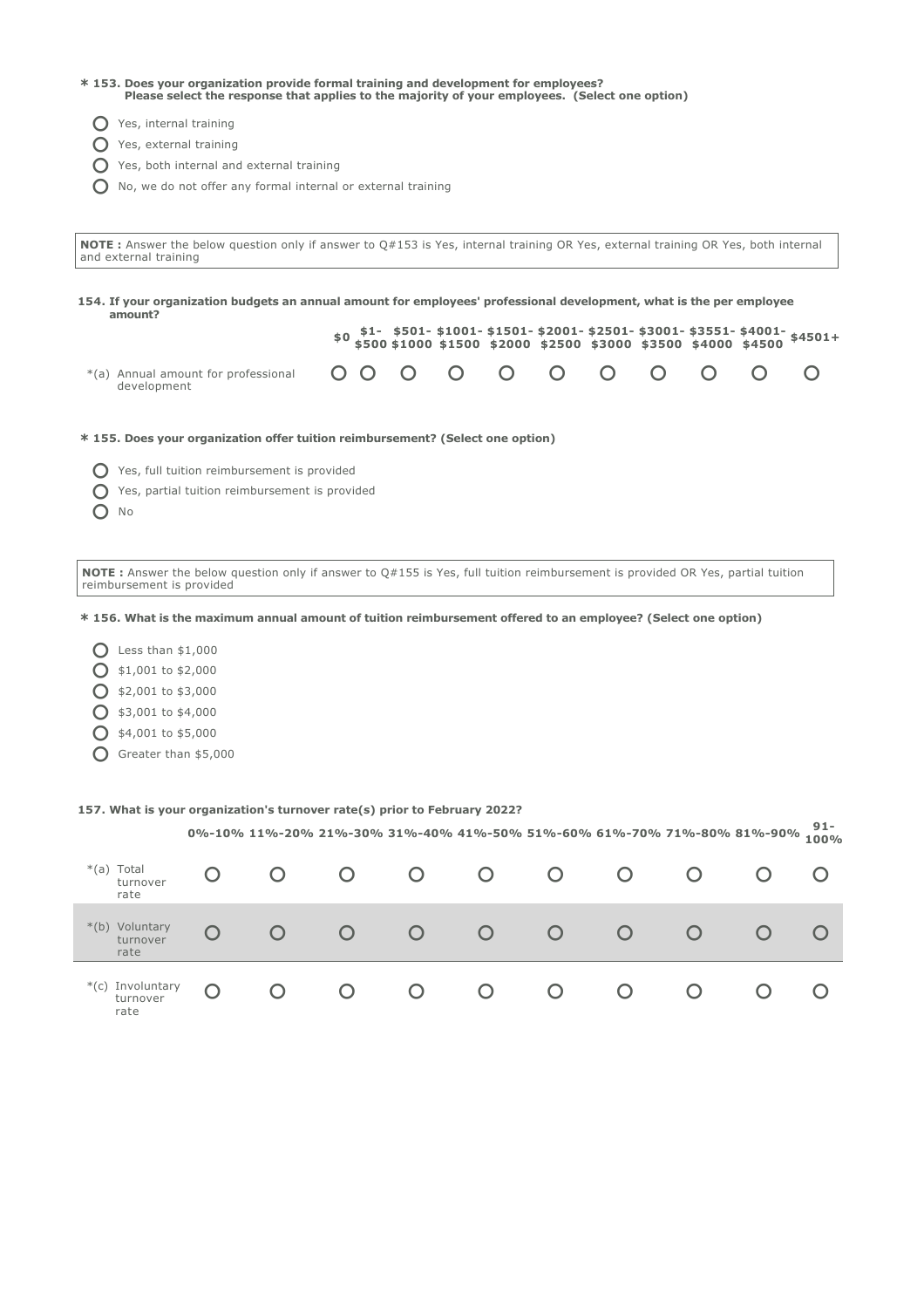**\* 153. Does your organization provide formal training and development for employees? Please select the response that applies to the majority of your employees. (Select one option)**

- ○ Yes, internal training
- ○ Yes, external training
- ○ Yes, both internal and external training
- ○ No, we do not offer any formal internal or external training

**NOTE :** Answer the below question only if answer to Q#153 is Yes, internal training OR Yes, external training OR Yes, both internal and external training

**154. If your organization budgets an annual amount for employees' professional development, what is the per employee amount?**

| | $0 | $1-$500 | $501-$1000 | $1001-$1500 | $1501-$2000 | $2001-$2500 | $2501-$3000 | $3001-$3500 | $3551-$4000 | $4001-$4500 | $4501+ |
|---|---|---|---|---|---|---|---|---|---|---|---|
| *(a) Annual amount for professional development | ○ | ○ | ○ | ○ | ○ | ○ | ○ | ○ | ○ | ○ | ○ |

**\* 155. Does your organization offer tuition reimbursement? (Select one option)**

- ○ Yes, full tuition reimbursement is provided
- ○ Yes, partial tuition reimbursement is provided
- ○ No

**NOTE :** Answer the below question only if answer to Q#155 is Yes, full tuition reimbursement is provided OR Yes, partial tuition reimbursement is provided

**\* 156. What is the maximum annual amount of tuition reimbursement offered to an employee? (Select one option)**

- ○ Less than $1,000
- ○ $1,001 to $2,000
- ○ $2,001 to $3,000
- ○ $3,001 to $4,000
- ○ $4,001 to $5,000
- ○ Greater than $5,000

**157. What is your organization's turnover rate(s) prior to February 2022?**

| | 0%-10% | 11%-20% | 21%-30% | 31%-40% | 41%-50% | 51%-60% | 61%-70% | 71%-80% | 81%-90% | 91-100% |
|---|---|---|---|---|---|---|---|---|---|---|
| *(a) Total turnover rate | ○ | ○ | ○ | ○ | ○ | ○ | ○ | ○ | ○ | ○ |
| *(b) Voluntary turnover rate | ○ | ○ | ○ | ○ | ○ | ○ | ○ | ○ | ○ | ○ |
| *(c) Involuntary turnover rate | ○ | ○ | ○ | ○ | ○ | ○ | ○ | ○ | ○ | ○ |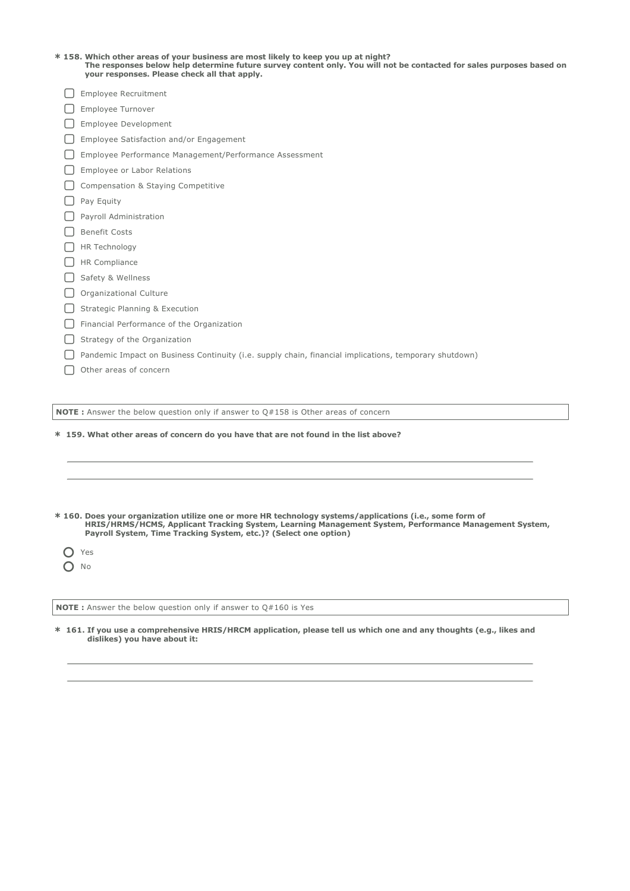**\* 158. Which other areas of your business are most likely to keep you up at night?**
**The responses below help determine future survey content only. You will not be contacted for sales purposes based on your responses. Please check all that apply.**

- [ ] Employee Recruitment
- [ ] Employee Turnover
- [ ] Employee Development
- [ ] Employee Satisfaction and/or Engagement
- [ ] Employee Performance Management/Performance Assessment
- [ ] Employee or Labor Relations
- [ ] Compensation & Staying Competitive
- [ ] Pay Equity
- [ ] Payroll Administration
- [ ] Benefit Costs
- [ ] HR Technology
- [ ] HR Compliance
- [ ] Safety & Wellness
- [ ] Organizational Culture
- [ ] Strategic Planning & Execution
- [ ] Financial Performance of the Organization
- [ ] Strategy of the Organization
- [ ] Pandemic Impact on Business Continuity (i.e. supply chain, financial implications, temporary shutdown)
- [ ] Other areas of concern

**NOTE :** Answer the below question only if answer to Q#158 is Other areas of concern

**\* 159. What other areas of concern do you have that are not found in the list above?**

___________________________________________

___________________________________________

**\* 160. Does your organization utilize one or more HR technology systems/applications (i.e., some form of HRIS/HRMS/HCMS, Applicant Tracking System, Learning Management System, Performance Management System, Payroll System, Time Tracking System, etc.)? (Select one option)**

- ( ) Yes
- ( ) No

**NOTE :** Answer the below question only if answer to Q#160 is Yes

**\* 161. If you use a comprehensive HRIS/HRCM application, please tell us which one and any thoughts (e.g., likes and dislikes) you have about it:**

___________________________________________

___________________________________________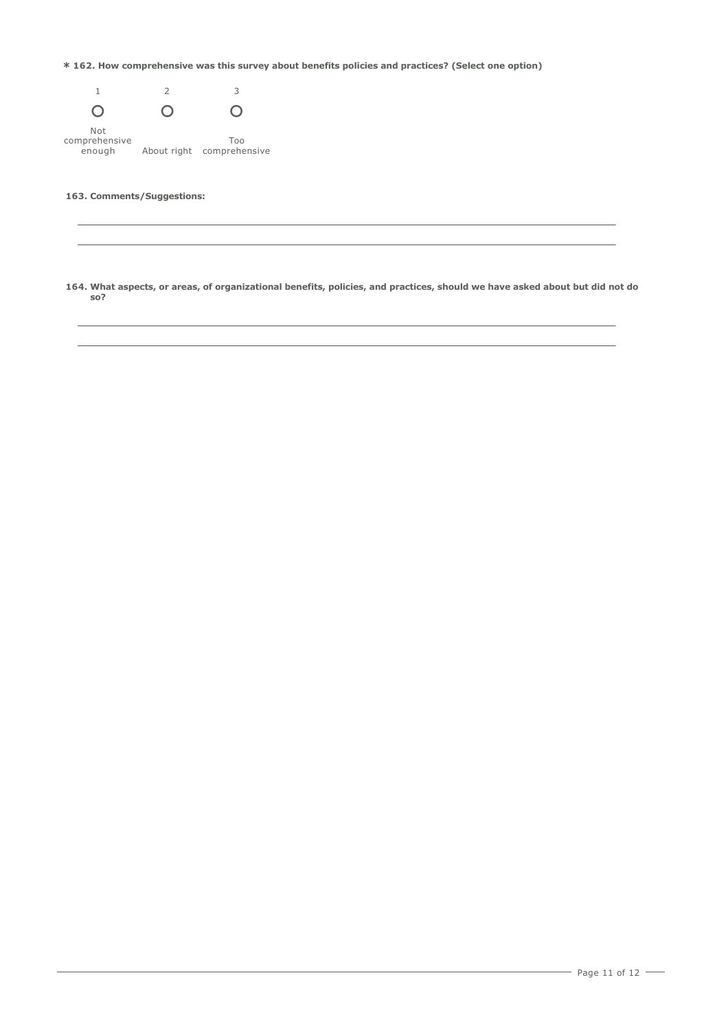**\* 162. How comprehensive was this survey about benefits policies and practices? (Select one option)**

| 1 | 2 | 3 |
|---|---|---|
| O | O | O |
| Not comprehensive enough | About right | Too comprehensive |

**163. Comments/Suggestions:**

______________________________________________________________________

______________________________________________________________________

**164. What aspects, or areas, of organizational benefits, policies, and practices, should we have asked about but did not do so?**

______________________________________________________________________

______________________________________________________________________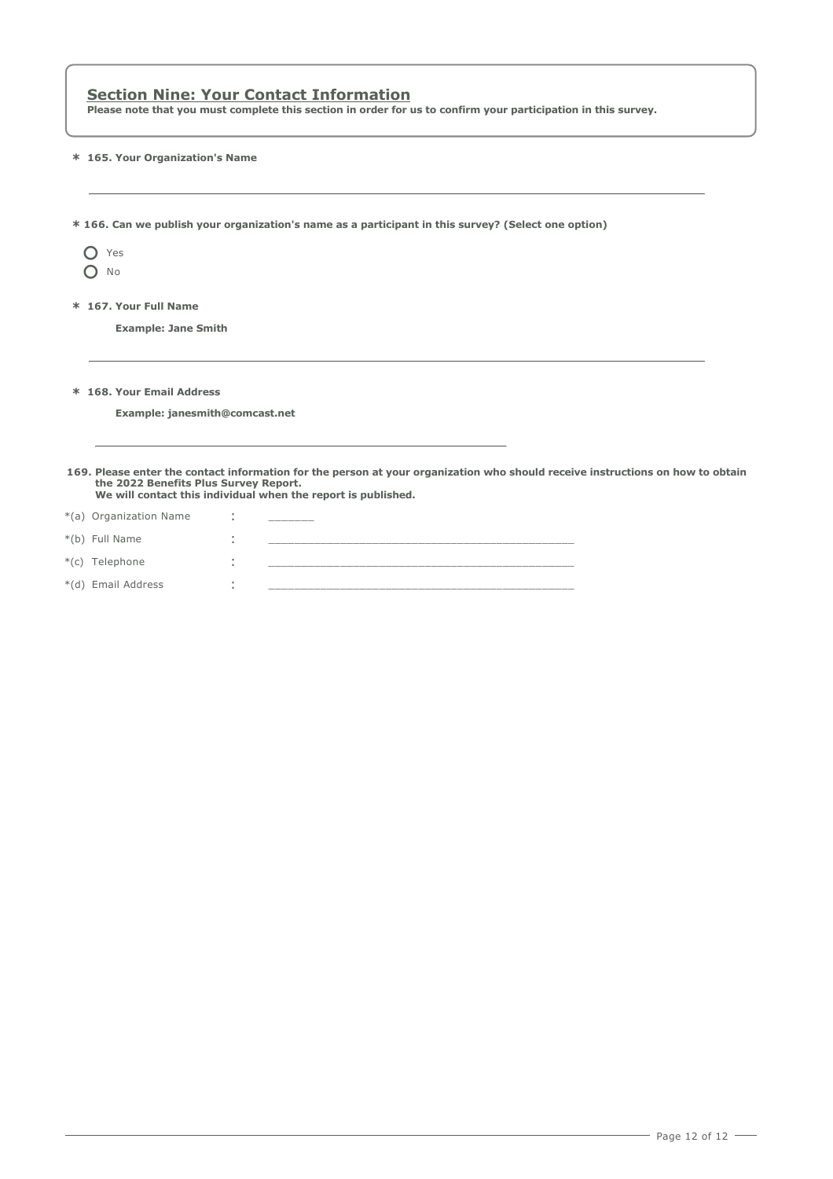## Section Nine: Your Contact Information

**Please note that you must complete this section in order for us to confirm your participation in this survey.**

**\* 165. Your Organization's Name**

\_\_\_\_\_\_\_\_\_\_\_\_\_\_\_\_\_\_\_\_\_\_\_\_\_\_\_\_\_\_\_\_\_\_\_\_\_\_\_\_\_\_\_\_\_\_\_\_\_\_\_\_\_\_\_\_\_\_\_\_\_\_\_\_\_\_\_\_\_\_

**\* 166. Can we publish your organization's name as a participant in this survey? (Select one option)**

- ○ Yes
- ○ No

**\* 167. Your Full Name**

**Example: Jane Smith**

\_\_\_\_\_\_\_\_\_\_\_\_\_\_\_\_\_\_\_\_\_\_\_\_\_\_\_\_\_\_\_\_\_\_\_\_\_\_\_\_\_\_\_\_\_\_\_\_\_\_\_\_\_\_\_\_\_\_\_\_\_\_\_\_\_\_\_\_\_\_

**\* 168. Your Email Address**

**Example: janesmith@comcast.net**

\_\_\_\_\_\_\_\_\_\_\_\_\_\_\_\_\_\_\_\_\_\_\_\_\_\_\_\_\_\_\_\_\_\_\_\_\_\_\_\_\_\_\_\_\_\_\_\_\_\_

**169. Please enter the contact information for the person at your organization who should receive instructions on how to obtain the 2022 Benefits Plus Survey Report.**
**We will contact this individual when the report is published.**

*(a) Organization Name : \_\_\_\_\_\_\_

*(b) Full Name : \_\_\_\_\_\_\_\_\_\_\_\_\_\_\_\_\_\_\_\_\_\_\_\_\_\_\_\_\_\_\_\_\_\_\_\_\_\_\_\_\_\_\_\_\_\_\_\_

*(c) Telephone : \_\_\_\_\_\_\_\_\_\_\_\_\_\_\_\_\_\_\_\_\_\_\_\_\_\_\_\_\_\_\_\_\_\_\_\_\_\_\_\_\_\_\_\_\_\_\_\_

*(d) Email Address : \_\_\_\_\_\_\_\_\_\_\_\_\_\_\_\_\_\_\_\_\_\_\_\_\_\_\_\_\_\_\_\_\_\_\_\_\_\_\_\_\_\_\_\_\_\_\_\_